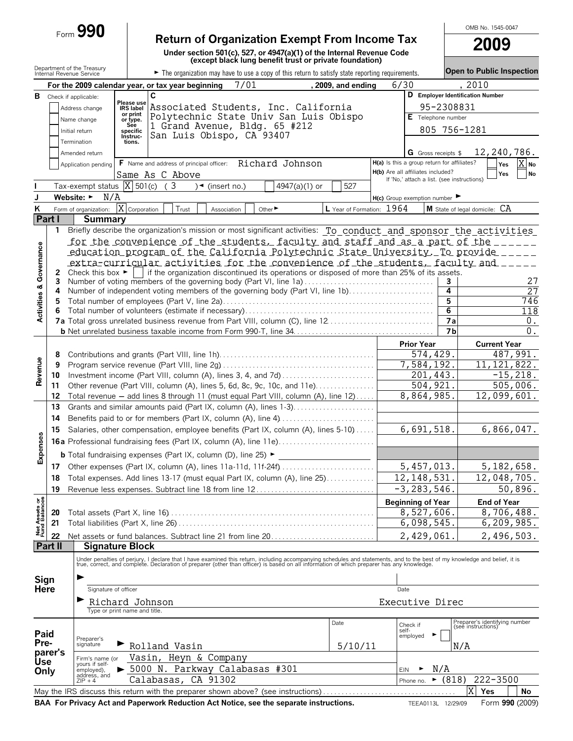Form **990**

# Return of Organization Exempt From Income Tax

**Under section 501(c), 527, or 4947(a)(1) of the Internal Revenue Code (except black lung benefit trust or private foundation)**

Department of the Treasury
Internal Revenue Service

► The organization may have to use a copy of this return to satisfy state reporting requirements.

OMB No. 1545-0047

**2009**

**Open to Public Inspection**

**A** For the 2009 calendar year, or tax year beginning 7/01, 2009, and ending 6/30, 2010

**B** Check if applicable:
- Address change
- Name change
- Initial return
- Termination
- Amended return
- Application pending

**C** Associated Students, Inc. California Polytechnic State Univ San Luis Obispo
1 Grand Avenue, Bldg. 65 #212
San Luis Obispo, CA 93407

**D** Employer Identification Number: 95-2308831

**E** Telephone number: 805 756-1281

**G** Gross receipts $ 12,240,786.

**F** Name and address of principal officer: Richard Johnson
Same As C Above

**H(a)** Is this a group return for affiliates? Yes [ ] No [X]

**H(b)** Are all affiliates included? Yes [ ] No [ ]
If 'No,' attach a list. (see instructions)

**H(c)** Group exemption number ►

**I** Tax-exempt status [X] 501(c) ( 3 ) ◄ (insert no.) [ ] 4947(a)(1) or [ ] 527

**J** Website: ► N/A

**K** Form of organization: [X] Corporation [ ] Trust [ ] Association [ ] Other ►

**L** Year of Formation: 1964

**M** State of legal domicile: CA

## Part I Summary

**Activities & Governance**

1 Briefly describe the organization's mission or most significant activities: To conduct and sponsor the activities for the convenience of the students, faculty and staff and as a part of the education program of the California Polytechnic State University. To provide extra-curricular activities for the convenience of the students, faculty and

2 Check this box ► [ ] if the organization discontinued its operations or disposed of more than 25% of its assets.

| | | | |
|---|---|---|---|
| 3 | Number of voting members of the governing body (Part VI, line 1a) | 3 | 27 |
| 4 | Number of independent voting members of the governing body (Part VI, line 1b) | 4 | 27 |
| 5 | Total number of employees (Part V, line 2a) | 5 | 746 |
| 6 | Total number of volunteers (estimate if necessary) | 6 | 118 |
| 7a | Total gross unrelated business revenue from Part VIII, column (C), line 12 | 7a | 0. |
| b | Net unrelated business taxable income from Form 990-T, line 34 | 7b | 0. |

| | | | Prior Year | Current Year |
|---|---|---|---|---|
| **Revenue** | 8 | Contributions and grants (Part VIII, line 1h) | 574,429. | 487,991. |
| | 9 | Program service revenue (Part VIII, line 2g) | 7,584,192. | 11,121,822. |
| | 10 | Investment income (Part VIII, column (A), lines 3, 4, and 7d) | 201,443. | -15,218. |
| | 11 | Other revenue (Part VIII, column (A), lines 5, 6d, 8c, 9c, 10c, and 11e) | 504,921. | 505,006. |
| | 12 | Total revenue — add lines 8 through 11 (must equal Part VIII, column (A), line 12) | 8,864,985. | 12,099,601. |
| **Expenses** | 13 | Grants and similar amounts paid (Part IX, column (A), lines 1-3) | | |
| | 14 | Benefits paid to or for members (Part IX, column (A), line 4) | | |
| | 15 | Salaries, other compensation, employee benefits (Part IX, column (A), lines 5-10) | 6,691,518. | 6,866,047. |
| | 16a | Professional fundraising fees (Part IX, column (A), line 11e) | | |
| | b | Total fundraising expenses (Part IX, column (D), line 25) ► | | |
| | 17 | Other expenses (Part IX, column (A), lines 11a-11d, 11f-24f) | 5,457,013. | 5,182,658. |
| | 18 | Total expenses. Add lines 13-17 (must equal Part IX, column (A), line 25) | 12,148,531. | 12,048,705. |
| | 19 | Revenue less expenses. Subtract line 18 from line 12 | -3,283,546. | 50,896. |

| | | | Beginning of Year | End of Year |
|---|---|---|---|---|
| **Net Assets or Fund Balances** | 20 | Total assets (Part X, line 16) | 8,527,606. | 8,706,488. |
| | 21 | Total liabilities (Part X, line 26) | 6,098,545. | 6,209,985. |
| | 22 | Net assets or fund balances. Subtract line 21 from line 20 | 2,429,061. | 2,496,503. |

## Part II Signature Block

Under penalties of perjury, I declare that I have examined this return, including accompanying schedules and statements, and to the best of my knowledge and belief, it is true, correct, and complete. Declaration of preparer (other than officer) is based on all information of which preparer has any knowledge.

**Sign Here**

► Signature of officer — Date

► Richard Johnson — Executive Direc
Type or print name and title.

**Paid Preparer's Use Only**

Preparer's signature ► Rolland Vasin — Date: 5/10/11 — Check if self-employed ► [ ] — Preparer's identifying number (see instructions): N/A

Firm's name (or yours if self-employed), address, and ZIP + 4: ► Vasin, Heyn & Company, 5000 N. Parkway Calabasas #301, Calabasas, CA 91302

EIN ► N/A

Phone no. ► (818) 222-3500

May the IRS discuss this return with the preparer shown above? (see instructions) [X] Yes [ ] No

**BAA For Privacy Act and Paperwork Reduction Act Notice, see the separate instructions.** TEEA0113L 12/29/09 Form **990** (2009)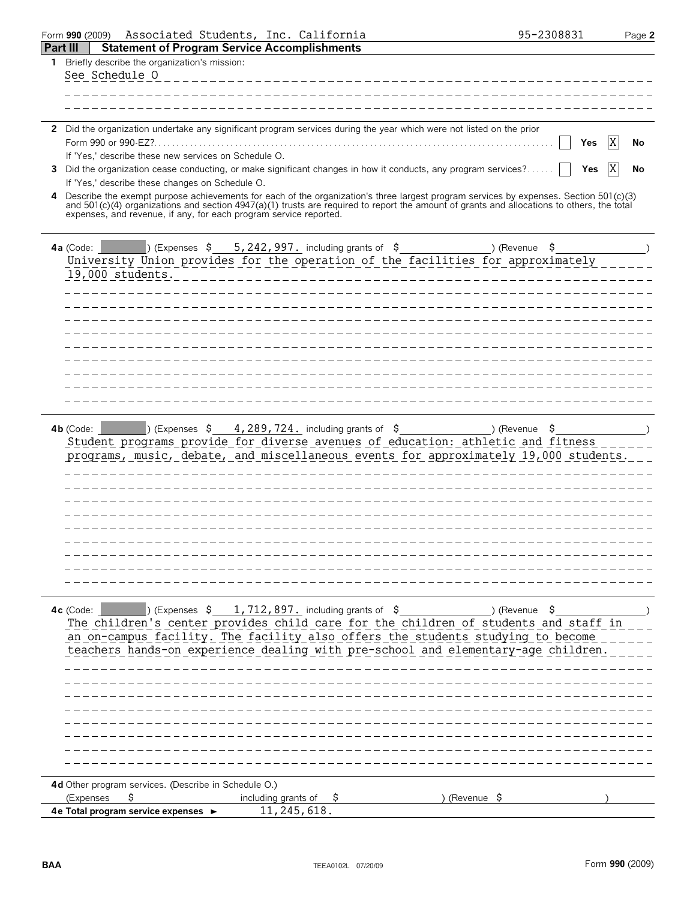Form **990** (2009) Associated Students, Inc. California 95-2308831

## Part III Statement of Program Service Accomplishments

**1** Briefly describe the organization's mission:

See Schedule O

**2** Did the organization undertake any significant program services during the year which were not listed on the prior Form 990 or 990-EZ? ☐ Yes ☒ No

If 'Yes,' describe these new services on Schedule O.

**3** Did the organization cease conducting, or make significant changes in how it conducts, any program services? ☐ Yes ☒ No

If 'Yes,' describe these changes on Schedule O.

**4** Describe the exempt purpose achievements for each of the organization's three largest program services by expenses. Section 501(c)(3) and 501(c)(4) organizations and section 4947(a)(1) trusts are required to report the amount of grants and allocations to others, the total expenses, and revenue, if any, for each program service reported.

**4a** (Code: ) (Expenses $ 5,242,997. including grants of $ ) (Revenue $ )

University Union provides for the operation of the facilities for approximately 19,000 students.

**4b** (Code: ) (Expenses $ 4,289,724. including grants of $ ) (Revenue $ )

Student programs provide for diverse avenues of education: athletic and fitness programs, music, debate, and miscellaneous events for approximately 19,000 students.

**4c** (Code: ) (Expenses $ 1,712,897. including grants of $ ) (Revenue $ )

The children's center provides child care for the children of students and staff in an on-campus facility. The facility also offers the students studying to become teachers hands-on experience dealing with pre-school and elementary-age children.

**4d** Other program services. (Describe in Schedule O.)

(Expenses $ including grants of $ ) (Revenue $ )

**4e Total program service expenses ►** 11,245,618.

BAA TEEA0102L 07/20/09 Form **990** (2009)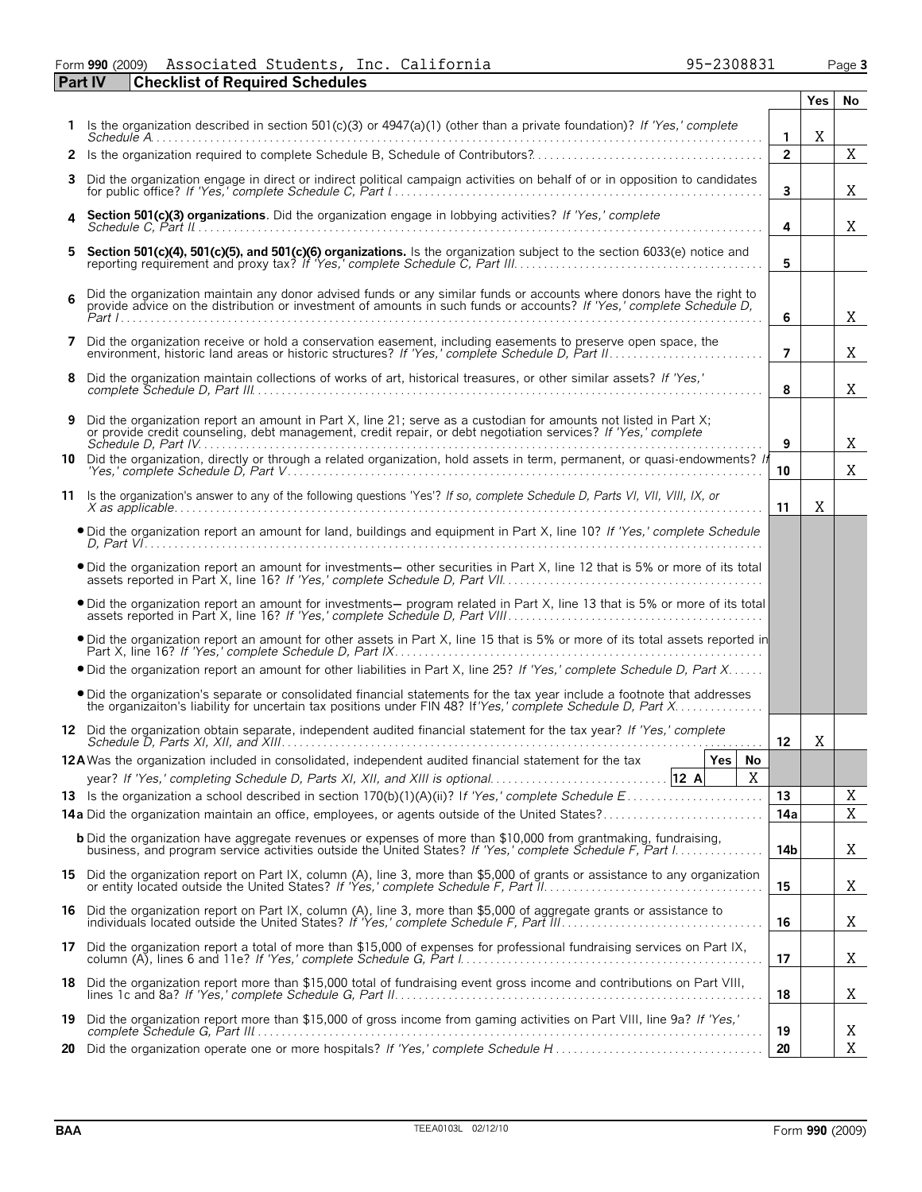Form **990** (2009) Associated Students, Inc. California 95-2308831 Page **3**

**Part IV Checklist of Required Schedules**

| | | | Yes | No |
|---|---|---|---|---|
| **1** | Is the organization described in section 501(c)(3) or 4947(a)(1) (other than a private foundation)? *If 'Yes,' complete Schedule A* | **1** | X | |
| **2** | Is the organization required to complete Schedule B, Schedule of Contributors? | **2** | | X |
| **3** | Did the organization engage in direct or indirect political campaign activities on behalf of or in opposition to candidates for public office? *If 'Yes,' complete Schedule C, Part I* | **3** | | X |
| **4** | **Section 501(c)(3) organizations.** Did the organization engage in lobbying activities? *If 'Yes,' complete Schedule C, Part II* | **4** | | X |
| **5** | **Section 501(c)(4), 501(c)(5), and 501(c)(6) organizations.** Is the organization subject to the section 6033(e) notice and reporting requirement and proxy tax? *If 'Yes,' complete Schedule C, Part III* | **5** | | |
| **6** | Did the organization maintain any donor advised funds or any similar funds or accounts where donors have the right to provide advice on the distribution or investment of amounts in such funds or accounts? *If 'Yes,' complete Schedule D, Part I* | **6** | | X |
| **7** | Did the organization receive or hold a conservation easement, including easements to preserve open space, the environment, historic land areas or historic structures? *If 'Yes,' complete Schedule D, Part II* | **7** | | X |
| **8** | Did the organization maintain collections of works of art, historical treasures, or other similar assets? *If 'Yes,' complete Schedule D, Part III* | **8** | | X |
| **9** | Did the organization report an amount in Part X, line 21; serve as a custodian for amounts not listed in Part X; or provide credit counseling, debt management, credit repair, or debt negotiation services? *If 'Yes,' complete Schedule D, Part IV* | **9** | | X |
| **10** | Did the organization, directly or through a related organization, hold assets in term, permanent, or quasi-endowments? *If 'Yes,' complete Schedule D, Part V* | **10** | | X |
| **11** | Is the organization's answer to any of the following questions 'Yes'? *If so, complete Schedule D, Parts VI, VII, VIII, IX, or X as applicable* | **11** | X | |
| | • Did the organization report an amount for land, buildings and equipment in Part X, line 10? *If 'Yes,' complete Schedule D, Part VI* | | | |
| | • Did the organization report an amount for investments— other securities in Part X, line 12 that is 5% or more of its total assets reported in Part X, line 16? *If 'Yes,' complete Schedule D, Part VII* | | | |
| | • Did the organization report an amount for investments— program related in Part X, line 13 that is 5% or more of its total assets reported in Part X, line 16? *If 'Yes,' complete Schedule D, Part VIII* | | | |
| | • Did the organization report an amount for other assets in Part X, line 15 that is 5% or more of its total assets reported in Part X, line 16? *If 'Yes,' complete Schedule D, Part IX* | | | |
| | • Did the organization report an amount for other liabilities in Part X, line 25? *If 'Yes,' complete Schedule D, Part X* | | | |
| | • Did the organization's separate or consolidated financial statements for the tax year include a footnote that addresses the organizaiton's liability for uncertain tax positions under FIN 48? *If 'Yes,' complete Schedule D, Part X* | | | |
| **12** | Did the organization obtain separate, independent audited financial statement for the tax year? *If 'Yes,' complete Schedule D, Parts XI, XII, and XIII* | **12** | X | |
| **12A** | Was the organization included in consolidated, independent audited financial statement for the tax year? *If 'Yes,' completing Schedule D, Parts XI, XII, and XIII is optional* — **12 A** Yes: ☐ No: X | | | |
| **13** | Is the organization a school described in section 170(b)(1)(A)(ii)? *If 'Yes,' complete Schedule E* | **13** | | X |
| **14a** | Did the organization maintain an office, employees, or agents outside of the United States? | **14a** | | X |
| **b** | Did the organization have aggregate revenues or expenses of more than $10,000 from grantmaking, fundraising, business, and program service activities outside the United States? *If 'Yes,' complete Schedule F, Part I* | **14b** | | X |
| **15** | Did the organization report on Part IX, column (A), line 3, more than $5,000 of grants or assistance to any organization or entity located outside the United States? *If 'Yes,' complete Schedule F, Part II* | **15** | | X |
| **16** | Did the organization report on Part IX, column (A), line 3, more than $5,000 of aggregate grants or assistance to individuals located outside the United States? *If 'Yes,' complete Schedule F, Part III* | **16** | | X |
| **17** | Did the organization report a total of more than $15,000 of expenses for professional fundraising services on Part IX, column (A), lines 6 and 11e? *If 'Yes,' complete Schedule G, Part I* | **17** | | X |
| **18** | Did the organization report more than $15,000 total of fundraising event gross income and contributions on Part VIII, lines 1c and 8a? *If 'Yes,' complete Schedule G, Part II* | **18** | | X |
| **19** | Did the organization report more than $15,000 of gross income from gaming activities on Part VIII, line 9a? *If 'Yes,' complete Schedule G, Part III* | **19** | | X |
| **20** | Did the organization operate one or more hospitals? *If 'Yes,' complete Schedule H* | **20** | | X |

BAA TEEA0103L 02/12/10 Form **990** (2009)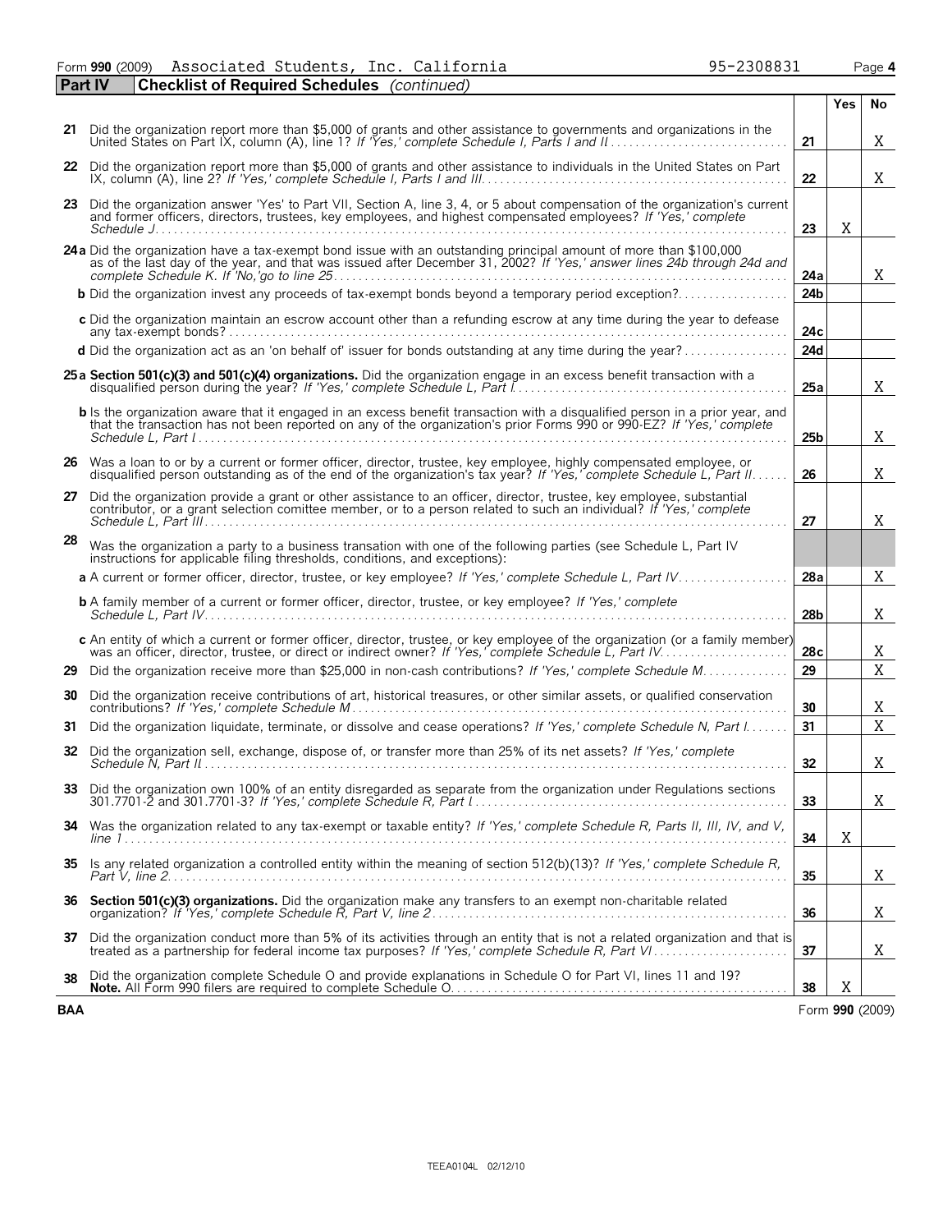Form **990** (2009) Associated Students, Inc. California 95-2308831

## Part IV — Checklist of Required Schedules *(continued)*

| | | | Yes | No |
|---|---|---|---|---|
| **21** | Did the organization report more than $5,000 of grants and other assistance to governments and organizations in the United States on Part IX, column (A), line 1? *If 'Yes,' complete Schedule I, Parts I and II* | 21 | | X |
| **22** | Did the organization report more than $5,000 of grants and other assistance to individuals in the United States on Part IX, column (A), line 2? *If 'Yes,' complete Schedule I, Parts I and III* | 22 | | X |
| **23** | Did the organization answer 'Yes' to Part VII, Section A, line 3, 4, or 5 about compensation of the organization's current and former officers, directors, trustees, key employees, and highest compensated employees? *If 'Yes,' complete Schedule J* | 23 | X | |
| **24a** | Did the organization have a tax-exempt bond issue with an outstanding principal amount of more than $100,000 as of the last day of the year, and that was issued after December 31, 2002? *If 'Yes,' answer lines 24b through 24d and complete Schedule K. If 'No,'go to line 25* | 24a | | X |
| **b** | Did the organization invest any proceeds of tax-exempt bonds beyond a temporary period exception? | 24b | | |
| **c** | Did the organization maintain an escrow account other than a refunding escrow at any time during the year to defease any tax-exempt bonds? | 24c | | |
| **d** | Did the organization act as an 'on behalf of' issuer for bonds outstanding at any time during the year? | 24d | | |
| **25a** | **Section 501(c)(3) and 501(c)(4) organizations.** Did the organization engage in an excess benefit transaction with a disqualified person during the year? *If 'Yes,' complete Schedule L, Part I* | 25a | | X |
| **b** | Is the organization aware that it engaged in an excess benefit transaction with a disqualified person in a prior year, and that the transaction has not been reported on any of the organization's prior Forms 990 or 990-EZ? *If 'Yes,' complete Schedule L, Part I* | 25b | | X |
| **26** | Was a loan to or by a current or former officer, director, trustee, key employee, highly compensated employee, or disqualified person outstanding as of the end of the organization's tax year? *If 'Yes,' complete Schedule L, Part II* | 26 | | X |
| **27** | Did the organization provide a grant or other assistance to an officer, director, trustee, key employee, substantial contributor, or a grant selection comittee member, or to a person related to such an individual? *If 'Yes,' complete Schedule L, Part III* | 27 | | X |
| **28** | Was the organization a party to a business transation with one of the following parties (see Schedule L, Part IV instructions for applicable filing thresholds, conditions, and exceptions): | | | |
| **a** | A current or former officer, director, trustee, or key employee? *If 'Yes,' complete Schedule L, Part IV* | 28a | | X |
| **b** | A family member of a current or former officer, director, trustee, or key employee? *If 'Yes,' complete Schedule L, Part IV* | 28b | | X |
| **c** | An entity of which a current or former officer, director, trustee, or key employee of the organization (or a family member) was an officer, director, trustee, or direct or indirect owner? *If 'Yes,' complete Schedule L, Part IV* | 28c | | X |
| **29** | Did the organization receive more than $25,000 in non-cash contributions? *If 'Yes,' complete Schedule M* | 29 | | X |
| **30** | Did the organization receive contributions of art, historical treasures, or other similar assets, or qualified conservation contributions? *If 'Yes,' complete Schedule M* | 30 | | X |
| **31** | Did the organization liquidate, terminate, or dissolve and cease operations? *If 'Yes,' complete Schedule N, Part I* | 31 | | X |
| **32** | Did the organization sell, exchange, dispose of, or transfer more than 25% of its net assets? *If 'Yes,' complete Schedule N, Part II* | 32 | | X |
| **33** | Did the organization own 100% of an entity disregarded as separate from the organization under Regulations sections 301.7701-2 and 301.7701-3? *If 'Yes,' complete Schedule R, Part I* | 33 | | X |
| **34** | Was the organization related to any tax-exempt or taxable entity? *If 'Yes,' complete Schedule R, Parts II, III, IV, and V, line 1* | 34 | X | |
| **35** | Is any related organization a controlled entity within the meaning of section 512(b)(13)? *If 'Yes,' complete Schedule R, Part V, line 2* | 35 | | X |
| **36** | **Section 501(c)(3) organizations.** Did the organization make any transfers to an exempt non-charitable related organization? *If 'Yes,' complete Schedule R, Part V, line 2* | 36 | | X |
| **37** | Did the organization conduct more than 5% of its activities through an entity that is not a related organization and that is treated as a partnership for federal income tax purposes? *If 'Yes,' complete Schedule R, Part VI* | 37 | | X |
| **38** | Did the organization complete Schedule O and provide explanations in Schedule O for Part VI, lines 11 and 19? **Note.** All Form 990 filers are required to complete Schedule O. | 38 | X | |

BAA Form **990** (2009)

TEEA0104L 02/12/10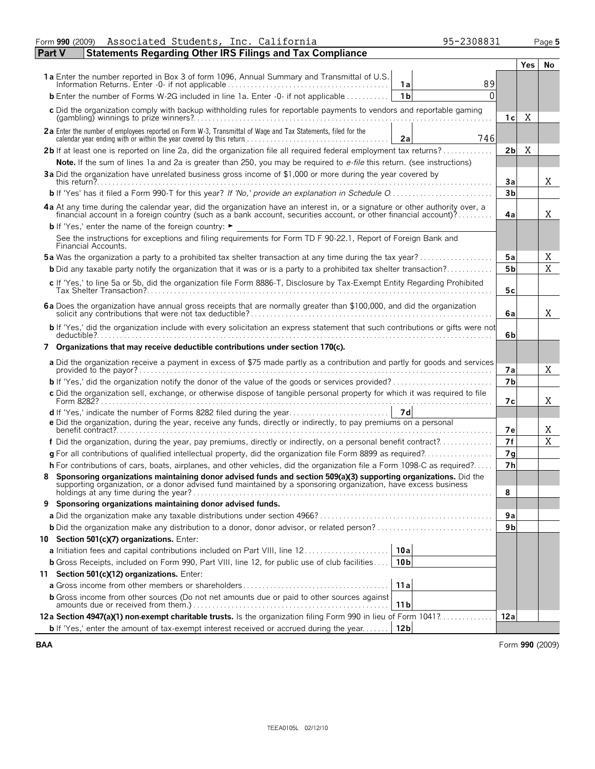Form **990** (2009) Associated Students, Inc. California 95-2308831 Page **5**

## Part V Statements Regarding Other IRS Filings and Tax Compliance

| | | | | Yes | No |
|---|---|---|---|---|---|
| **1a** Enter the number reported in Box 3 of form 1096, Annual Summary and Transmittal of U.S. Information Returns. Enter -0- if not applicable | 1a | 89 | | | |
| **b** Enter the number of Forms W-2G included in line 1a. Enter -0- if not applicable | 1b | 0 | | | |
| **c** Did the organization comply with backup withholding rules for reportable payments to vendors and reportable gaming (gambling) winnings to prize winners? | | | 1c | X | |
| **2a** Enter the number of employees reported on Form W-3, Transmittal of Wage and Tax Statements, filed for the calendar year ending with or within the year covered by this return | 2a | 746 | | | |
| **2b** If at least one is reported on line 2a, did the organization file all required federal employment tax returns? | | | 2b | X | |
| **Note.** If the sum of lines 1a and 2a is greater than 250, you may be required to *e-file* this return. (see instructions) | | | | | |
| **3a** Did the organization have unrelated business gross income of $1,000 or more during the year covered by this return? | | | 3a | | X |
| **b** If 'Yes' has it filed a Form 990-T for this year? *If 'No,' provide an explanation in Schedule O* | | | 3b | | |
| **4a** At any time during the calendar year, did the organization have an interest in, or a signature or other authority over, a financial account in a foreign country (such as a bank account, securities account, or other financial account)? | | | 4a | | X |
| **b** If 'Yes,' enter the name of the foreign country: ► | | | | | |
| See the instructions for exceptions and filing requirements for Form TD F 90-22.1, Report of Foreign Bank and Financial Accounts. | | | | | |
| **5a** Was the organization a party to a prohibited tax shelter transaction at any time during the tax year? | | | 5a | | X |
| **b** Did any taxable party notify the organization that it was or is a party to a prohibited tax shelter transaction? | | | 5b | | X |
| **c** If 'Yes,' to line 5a or 5b, did the organization file Form 8886-T, Disclosure by Tax-Exempt Entity Regarding Prohibited Tax Shelter Transaction? | | | 5c | | |
| **6a** Does the organization have annual gross receipts that are normally greater than $100,000, and did the organization solicit any contributions that were not tax deductible? | | | 6a | | X |
| **b** If 'Yes,' did the organization include with every solicitation an express statement that such contributions or gifts were not deductible? | | | 6b | | |
| **7 Organizations that may receive deductible contributions under section 170(c).** | | | | | |
| **a** Did the organization receive a payment in excess of $75 made partly as a contribution and partly for goods and services provided to the payor? | | | 7a | | X |
| **b** If 'Yes,' did the organization notify the donor of the value of the goods or services provided? | | | 7b | | |
| **c** Did the organization sell, exchange, or otherwise dispose of tangible personal property for which it was required to file Form 8282? | | | 7c | | X |
| **d** If 'Yes,' indicate the number of Forms 8282 filed during the year | 7d | | | | |
| **e** Did the organization, during the year, receive any funds, directly or indirectly, to pay premiums on a personal benefit contract? | | | 7e | | X |
| **f** Did the organization, during the year, pay premiums, directly or indirectly, on a personal benefit contract? | | | 7f | | X |
| **g** For all contributions of qualified intellectual property, did the organization file Form 8899 as required? | | | 7g | | |
| **h** For contributions of cars, boats, airplanes, and other vehicles, did the organization file a Form 1098-C as required? | | | 7h | | |
| **8 Sponsoring organizations maintaining donor advised funds and section 509(a)(3) supporting organizations.** Did the supporting organization, or a donor advised fund maintained by a sponsoring organization, have excess business holdings at any time during the year? | | | 8 | | |
| **9 Sponsoring organizations maintaining donor advised funds.** | | | | | |
| **a** Did the organization make any taxable distributions under section 4966? | | | 9a | | |
| **b** Did the organization make any distribution to a donor, donor advisor, or related person? | | | 9b | | |
| **10 Section 501(c)(7) organizations.** Enter: | | | | | |
| **a** Initiation fees and capital contributions included on Part VIII, line 12 | 10a | | | | |
| **b** Gross Receipts, included on Form 990, Part VIII, line 12, for public use of club facilities | 10b | | | | |
| **11 Section 501(c)(12) organizations.** Enter: | | | | | |
| **a** Gross income from other members or shareholders | 11a | | | | |
| **b** Gross income from other sources (Do not net amounts due or paid to other sources against amounts due or received from them.) | 11b | | | | |
| **12a Section 4947(a)(1) non-exempt charitable trusts.** Is the organization filing Form 990 in lieu of Form 1041? | | | 12a | | |
| **b** If 'Yes,' enter the amount of tax-exempt interest received or accrued during the year | 12b | | | | |

BAA Form **990** (2009)

TEEA0105L 02/12/10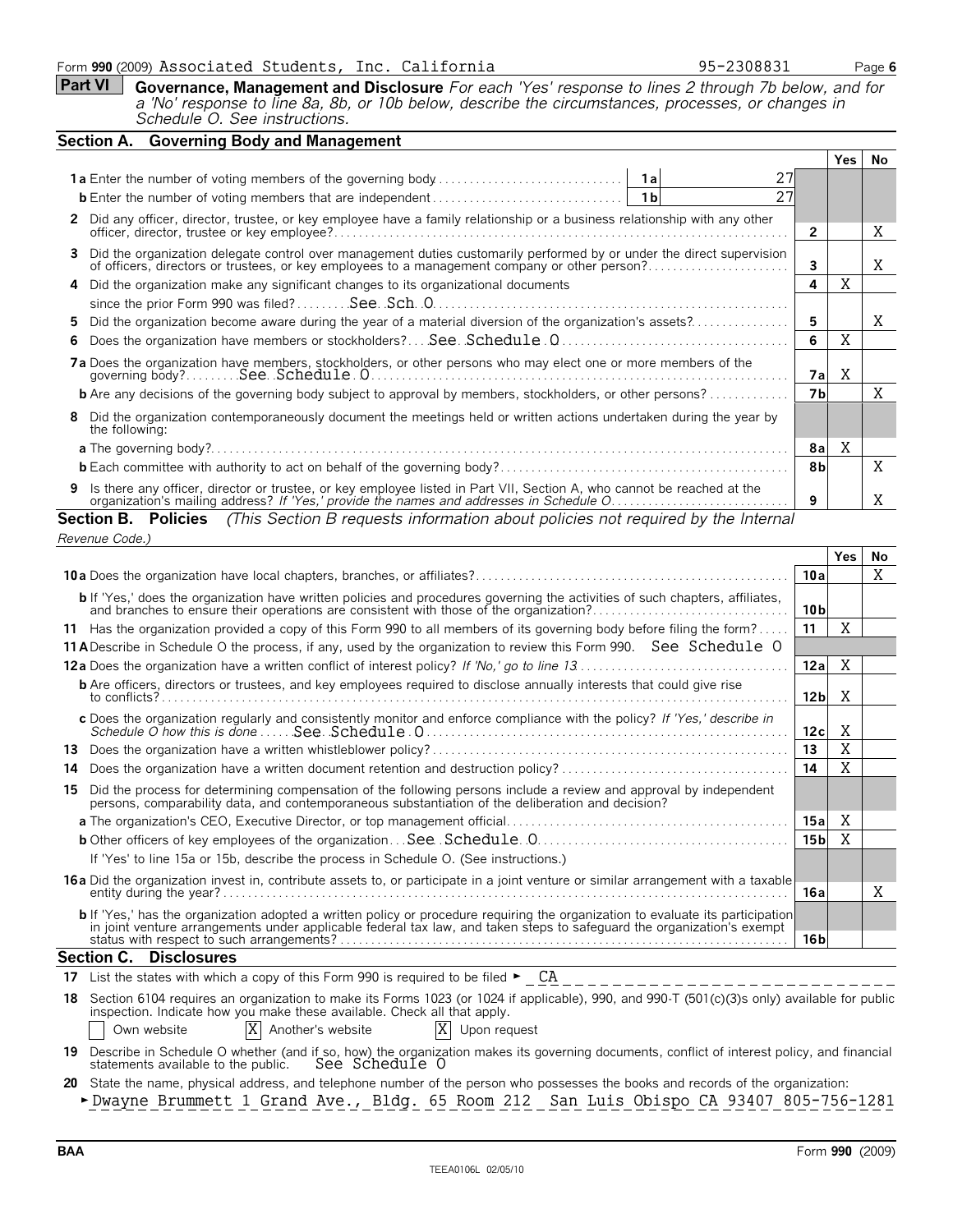Form **990** (2009) Associated Students, Inc. California 95-2308831 Page **6**

## Part VI Governance, Management and Disclosure

*For each 'Yes' response to lines 2 through 7b below, and for a 'No' response to line 8a, 8b, or 10b below, describe the circumstances, processes, or changes in Schedule O. See instructions.*

### Section A. Governing Body and Management

| | | | Yes | No |
|---|---|---|---|---|
| **1a** Enter the number of voting members of the governing body | 1a | 27 | | |
| **b** Enter the number of voting members that are independent | 1b | 27 | | |
| **2** Did any officer, director, trustee, or key employee have a family relationship or a business relationship with any other officer, director, trustee or key employee? | | 2 | | X |
| **3** Did the organization delegate control over management duties customarily performed by or under the direct supervision of officers, directors or trustees, or key employees to a management company or other person? | | 3 | | X |
| **4** Did the organization make any significant changes to its organizational documents since the prior Form 990 was filed? See Sch O | | 4 | X | |
| **5** Did the organization become aware during the year of a material diversion of the organization's assets? | | 5 | | X |
| **6** Does the organization have members or stockholders? See Schedule O | | 6 | X | |
| **7a** Does the organization have members, stockholders, or other persons who may elect one or more members of the governing body? See Schedule O | | 7a | X | |
| **b** Are any decisions of the governing body subject to approval by members, stockholders, or other persons? | | 7b | | X |
| **8** Did the organization contemporaneously document the meetings held or written actions undertaken during the year by the following: | | | | |
| **a** The governing body? | | 8a | X | |
| **b** Each committee with authority to act on behalf of the governing body? | | 8b | | X |
| **9** Is there any officer, director or trustee, or key employee listed in Part VII, Section A, who cannot be reached at the organization's mailing address? *If 'Yes,' provide the names and addresses in Schedule O* | | 9 | | X |

### Section B. Policies *(This Section B requests information about policies not required by the Internal Revenue Code.)*

| | | Yes | No |
|---|---|---|---|
| **10a** Does the organization have local chapters, branches, or affiliates? | 10a | | X |
| **b** If 'Yes,' does the organization have written policies and procedures governing the activities of such chapters, affiliates, and branches to ensure their operations are consistent with those of the organization? | 10b | | |
| **11** Has the organization provided a copy of this Form 990 to all members of its governing body before filing the form? | 11 | X | |
| **11A** Describe in Schedule O the process, if any, used by the organization to review this Form 990. See Schedule O | | | |
| **12a** Does the organization have a written conflict of interest policy? *If 'No,' go to line 13* | 12a | X | |
| **b** Are officers, directors or trustees, and key employees required to disclose annually interests that could give rise to conflicts? | 12b | X | |
| **c** Does the organization regularly and consistently monitor and enforce compliance with the policy? *If 'Yes,' describe in Schedule O how this is done* See Schedule O | 12c | X | |
| **13** Does the organization have a written whistleblower policy? | 13 | X | |
| **14** Does the organization have a written document retention and destruction policy? | 14 | X | |
| **15** Did the process for determining compensation of the following persons include a review and approval by independent persons, comparability data, and contemporaneous substantiation of the deliberation and decision? | | | |
| **a** The organization's CEO, Executive Director, or top management official | 15a | X | |
| **b** Other officers of key employees of the organization See Schedule O | 15b | X | |
| If 'Yes' to line 15a or 15b, describe the process in Schedule O. (See instructions.) | | | |
| **16a** Did the organization invest in, contribute assets to, or participate in a joint venture or similar arrangement with a taxable entity during the year? | 16a | | X |
| **b** If 'Yes,' has the organization adopted a written policy or procedure requiring the organization to evaluate its participation in joint venture arrangements under applicable federal tax law, and taken steps to safeguard the organization's exempt status with respect to such arrangements? | 16b | | |

### Section C. Disclosures

**17** List the states with which a copy of this Form 990 is required to be filed ► CA

**18** Section 6104 requires an organization to make its Forms 1023 (or 1024 if applicable), 990, and 990-T (501(c)(3)s only) available for public inspection. Indicate how you make these available. Check all that apply.

[ ] Own website [X] Another's website [X] Upon request

**19** Describe in Schedule O whether (and if so, how) the organization makes its governing documents, conflict of interest policy, and financial statements available to the public. See Schedule O

**20** State the name, physical address, and telephone number of the person who possesses the books and records of the organization:

► Dwayne Brummett 1 Grand Ave., Bldg. 65 Room 212 San Luis Obispo CA 93407 805-756-1281

BAA Form **990** (2009)

TEEA0106L 02/05/10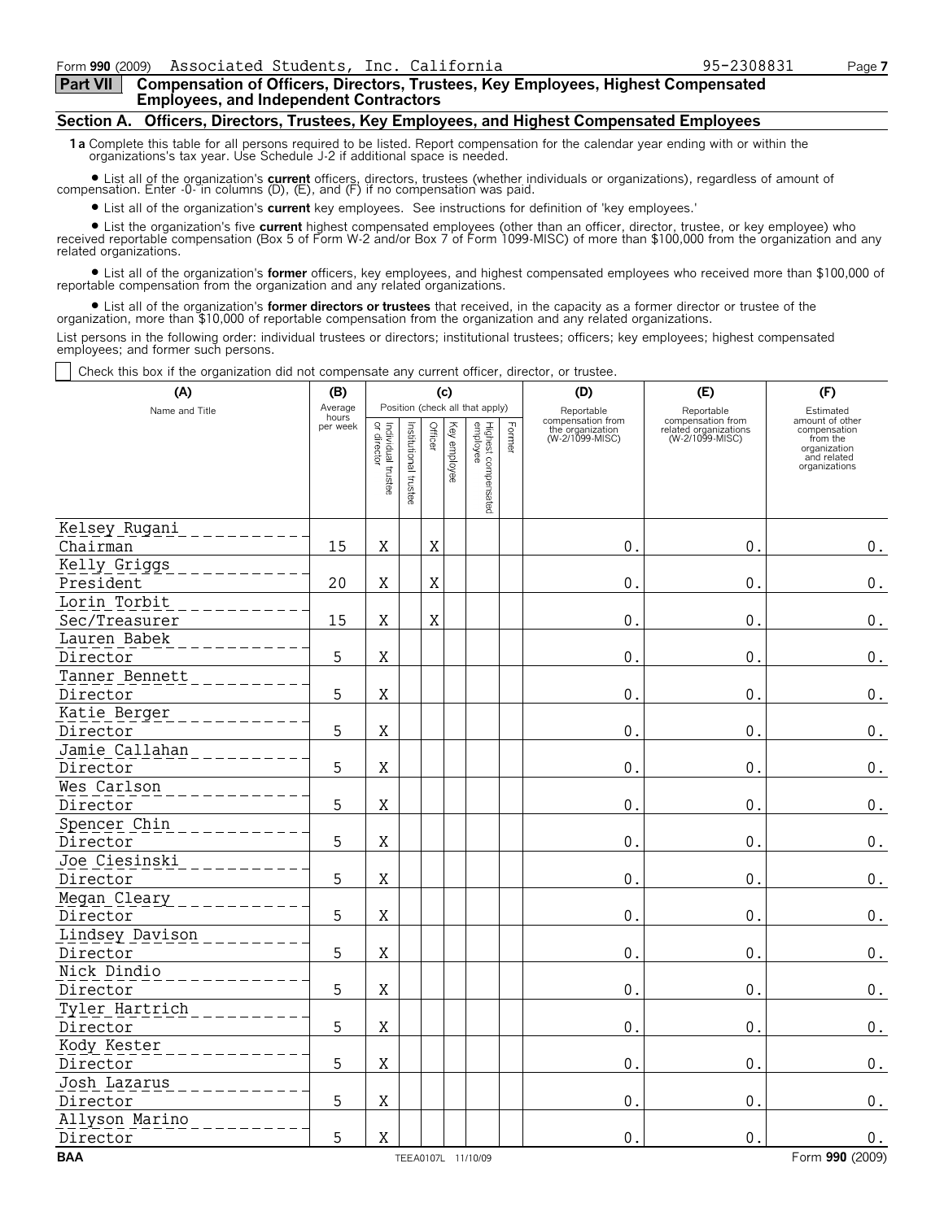Form **990** (2009) Associated Students, Inc. California 95-2308831

**Part VII Compensation of Officers, Directors, Trustees, Key Employees, Highest Compensated Employees, and Independent Contractors**

### Section A. Officers, Directors, Trustees, Key Employees, and Highest Compensated Employees

**1a** Complete this table for all persons required to be listed. Report compensation for the calendar year ending with or within the organizations's tax year. Use Schedule J-2 if additional space is needed.

- List all of the organization's **current** officers, directors, trustees (whether individuals or organizations), regardless of amount of compensation. Enter -0- in columns (D), (E), and (F) if no compensation was paid.
- List all of the organization's **current** key employees. See instructions for definition of 'key employees.'
- List the organization's five **current** highest compensated employees (other than an officer, director, trustee, or key employee) who received reportable compensation (Box 5 of Form W-2 and/or Box 7 of Form 1099-MISC) of more than $100,000 from the organization and any related organizations.
- List all of the organization's **former** officers, key employees, and highest compensated employees who received more than $100,000 of reportable compensation from the organization and any related organizations.
- List all of the organization's **former directors or trustees** that received, in the capacity as a former director or trustee of the organization, more than $10,000 of reportable compensation from the organization and any related organizations.

List persons in the following order: individual trustees or directors; institutional trustees; officers; key employees; highest compensated employees; and former such persons.

☐ Check this box if the organization did not compensate any current officer, director, or trustee.

| (A) Name and Title | (B) Average hours per week | (C) Position (check all that apply): Individual trustee or director | Institutional trustee | Officer | Key employee | Highest compensated employee | Former | (D) Reportable compensation from the organization (W-2/1099-MISC) | (E) Reportable compensation from related organizations (W-2/1099-MISC) | (F) Estimated amount of other compensation from the organization and related organizations |
|---|---|---|---|---|---|---|---|---|---|---|
| Kelsey Rugani<br>Chairman | 15 | X | | X | | | | 0. | 0. | 0. |
| Kelly Griggs<br>President | 20 | X | | X | | | | 0. | 0. | 0. |
| Lorin Torbit<br>Sec/Treasurer | 15 | X | | X | | | | 0. | 0. | 0. |
| Lauren Babek<br>Director | 5 | X | | | | | | 0. | 0. | 0. |
| Tanner Bennett<br>Director | 5 | X | | | | | | 0. | 0. | 0. |
| Katie Berger<br>Director | 5 | X | | | | | | 0. | 0. | 0. |
| Jamie Callahan<br>Director | 5 | X | | | | | | 0. | 0. | 0. |
| Wes Carlson<br>Director | 5 | X | | | | | | 0. | 0. | 0. |
| Spencer Chin<br>Director | 5 | X | | | | | | 0. | 0. | 0. |
| Joe Ciesinski<br>Director | 5 | X | | | | | | 0. | 0. | 0. |
| Megan Cleary<br>Director | 5 | X | | | | | | 0. | 0. | 0. |
| Lindsey Davison<br>Director | 5 | X | | | | | | 0. | 0. | 0. |
| Nick Dindio<br>Director | 5 | X | | | | | | 0. | 0. | 0. |
| Tyler Hartrich<br>Director | 5 | X | | | | | | 0. | 0. | 0. |
| Kody Kester<br>Director | 5 | X | | | | | | 0. | 0. | 0. |
| Josh Lazarus<br>Director | 5 | X | | | | | | 0. | 0. | 0. |
| Allyson Marino<br>Director | 5 | X | | | | | | 0. | 0. | 0. |

BAA TEEA0107L 11/10/09 Form **990** (2009)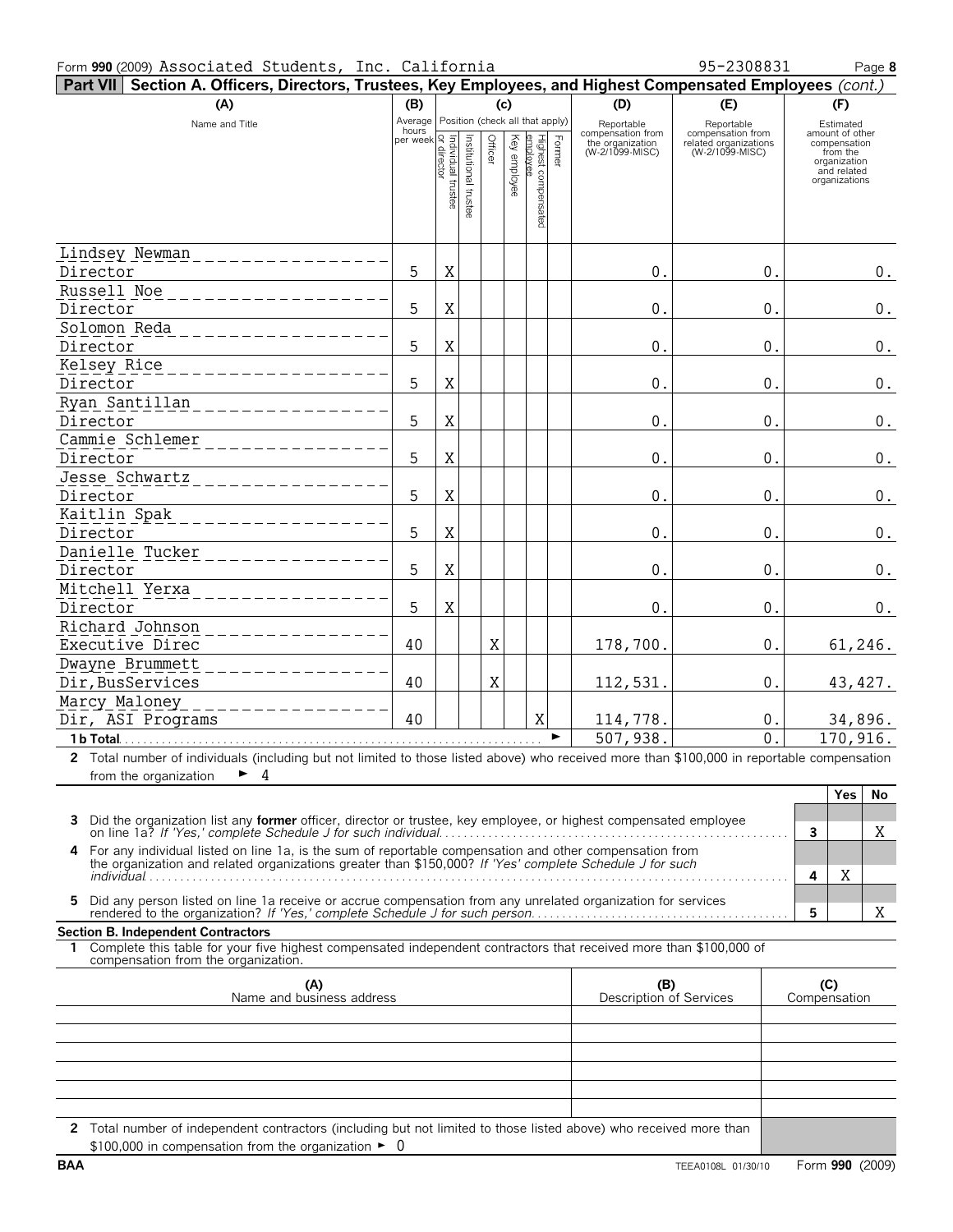Form **990** (2009) Associated Students, Inc. California 95-2308831

**Part VII Section A. Officers, Directors, Trustees, Key Employees, and Highest Compensated Employees** *(cont.)*

| (A) Name and Title | (B) Average hours per week | (C) Individual trustee or director | Institutional trustee | Officer | Key employee | Highest compensated employee | Former | (D) Reportable compensation from the organization (W-2/1099-MISC) | (E) Reportable compensation from related organizations (W-2/1099-MISC) | (F) Estimated amount of other compensation from the organization and related organizations |
|---|---|---|---|---|---|---|---|---|---|---|
| Lindsey Newman<br>Director | 5 | X | | | | | | 0. | 0. | 0. |
| Russell Noe<br>Director | 5 | X | | | | | | 0. | 0. | 0. |
| Solomon Reda<br>Director | 5 | X | | | | | | 0. | 0. | 0. |
| Kelsey Rice<br>Director | 5 | X | | | | | | 0. | 0. | 0. |
| Ryan Santillan<br>Director | 5 | X | | | | | | 0. | 0. | 0. |
| Cammie Schlemer<br>Director | 5 | X | | | | | | 0. | 0. | 0. |
| Jesse Schwartz<br>Director | 5 | X | | | | | | 0. | 0. | 0. |
| Kaitlin Spak<br>Director | 5 | X | | | | | | 0. | 0. | 0. |
| Danielle Tucker<br>Director | 5 | X | | | | | | 0. | 0. | 0. |
| Mitchell Yerxa<br>Director | 5 | X | | | | | | 0. | 0. | 0. |
| Richard Johnson<br>Executive Direc | 40 | | | X | | | | 178,700. | 0. | 61,246. |
| Dwayne Brummett<br>Dir,BusServices | 40 | | | X | | | | 112,531. | 0. | 43,427. |
| Marcy Maloney<br>Dir, ASI Programs | 40 | | | | | X | | 114,778. | 0. | 34,896. |
| **1 b Total** | | | | | | | | 507,938. | 0. | 170,916. |

**2** Total number of individuals (including but not limited to those listed above) who received more than $100,000 in reportable compensation from the organization ► 4

| | | Yes | No |
|---|---|---|---|
| **3** Did the organization list any **former** officer, director or trustee, key employee, or highest compensated employee on line 1a? *If 'Yes,' complete Schedule J for such individual* | 3 | | X |
| **4** For any individual listed on line 1a, is the sum of reportable compensation and other compensation from the organization and related organizations greater than $150,000? *If 'Yes' complete Schedule J for such individual* | 4 | X | |
| **5** Did any person listed on line 1a receive or accrue compensation from any unrelated organization for services rendered to the organization? *If 'Yes,' complete Schedule J for such person* | 5 | | X |

**Section B. Independent Contractors**

**1** Complete this table for your five highest compensated independent contractors that received more than $100,000 of compensation from the organization.

| (A) Name and business address | (B) Description of Services | (C) Compensation |
|---|---|---|
| | | |
| | | |
| | | |
| | | |
| | | |

**2** Total number of independent contractors (including but not limited to those listed above) who received more than $100,000 in compensation from the organization ► 0

BAA TEEA0108L 01/30/10 Form **990** (2009)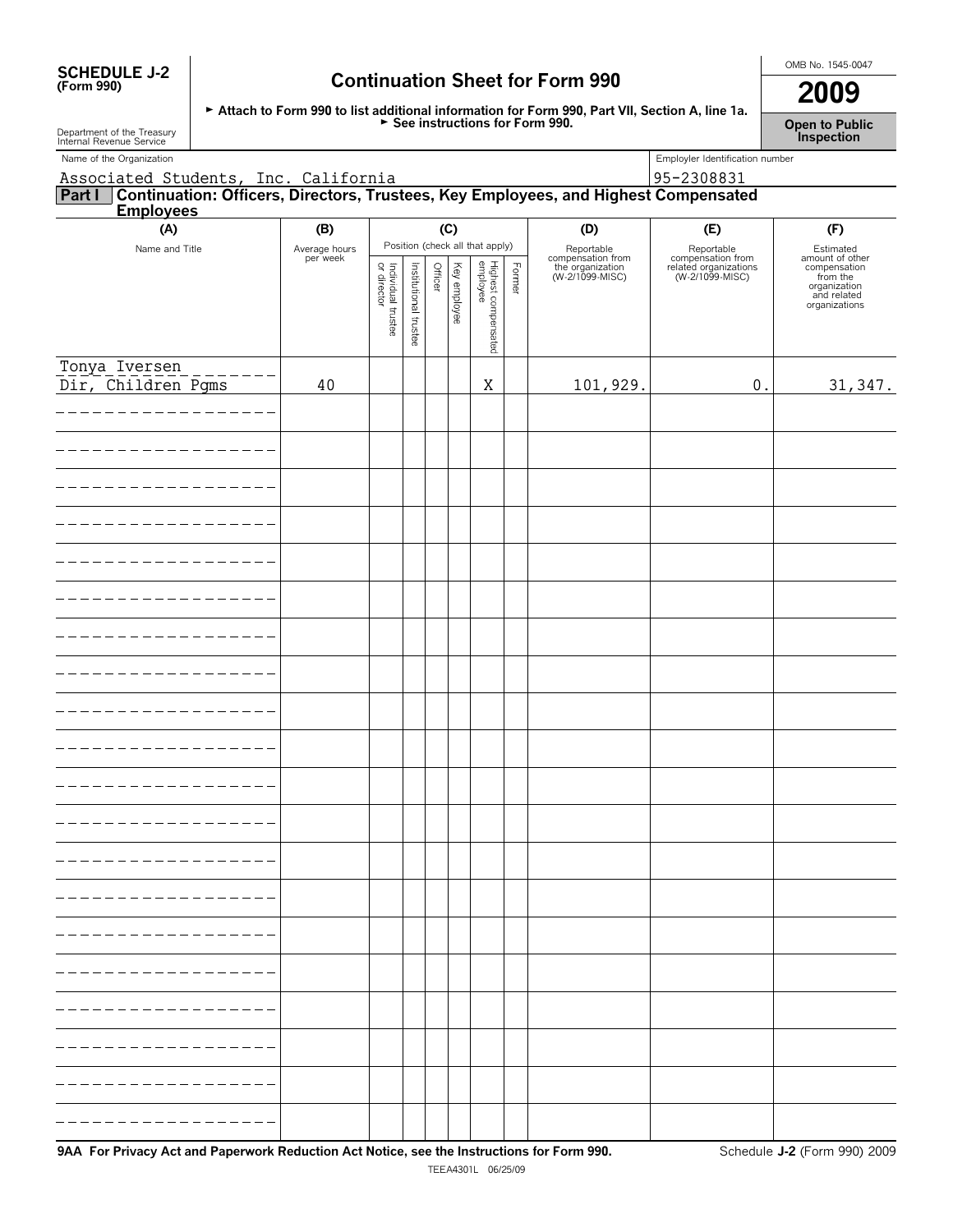**SCHEDULE J-2**
**(Form 990)**

# Continuation Sheet for Form 990

OMB No. 1545-0047

**2009**

► Attach to Form 990 to list additional information for Form 990, Part VII, Section A, line 1a.
► See instructions for Form 990.

**Open to Public Inspection**

Department of the Treasury
Internal Revenue Service

Name of the Organization: Associated Students, Inc. California

Employer Identification number: 95-2308831

**Part I** **Continuation: Officers, Directors, Trustees, Key Employees, and Highest Compensated Employees**

| (A) Name and Title | (B) Average hours per week | (C) Position (check all that apply): Individual trustee or director | Institutional trustee | Officer | Key employee | Highest compensated employee | Former | (D) Reportable compensation from the organization (W-2/1099-MISC) | (E) Reportable compensation from related organizations (W-2/1099-MISC) | (F) Estimated amount of other compensation from the organization and related organizations |
|---|---|---|---|---|---|---|---|---|---|---|
| Tonya Iversen<br>Dir, Children Pgms | 40 | | | | | X | | 101,929. | 0. | 31,347. |
| | | | | | | | | | | |
| | | | | | | | | | | |
| | | | | | | | | | | |
| | | | | | | | | | | |
| | | | | | | | | | | |
| | | | | | | | | | | |
| | | | | | | | | | | |
| | | | | | | | | | | |
| | | | | | | | | | | |
| | | | | | | | | | | |
| | | | | | | | | | | |
| | | | | | | | | | | |
| | | | | | | | | | | |
| | | | | | | | | | | |
| | | | | | | | | | | |
| | | | | | | | | | | |
| | | | | | | | | | | |
| | | | | | | | | | | |
| | | | | | | | | | | |
| | | | | | | | | | | |

**9AA For Privacy Act and Paperwork Reduction Act Notice, see the Instructions for Form 990.** Schedule **J-2** (Form 990) 2009

TEEA4301L 06/25/09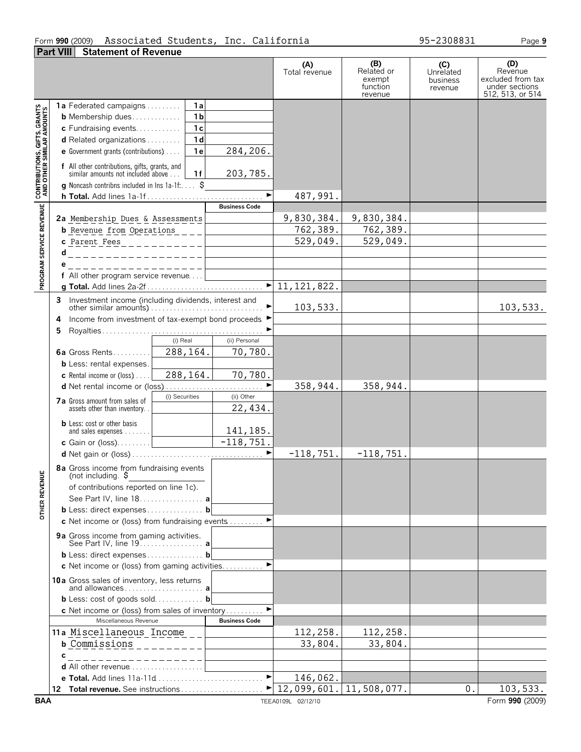Form **990** (2009) Associated Students, Inc. California 95-2308831

## Part VIII Statement of Revenue

| | | | (A) Total revenue | (B) Related or exempt function revenue | (C) Unrelated business revenue | (D) Revenue excluded from tax under sections 512, 513, or 514 |
|---|---|---|---|---|---|---|
| **CONTRIBUTIONS, GIFTS, GRANTS AND OTHER SIMILAR AMOUNTS** | **1a** Federated campaigns — 1a | | | | | |
| | **b** Membership dues — 1b | | | | | |
| | **c** Fundraising events — 1c | | | | | |
| | **d** Related organizations — 1d | | | | | |
| | **e** Government grants (contributions) — 1e | 284,206. | | | | |
| | **f** All other contributions, gifts, grants, and similar amounts not included above — 1f | 203,785. | | | | |
| | **g** Noncash contribns included in lns 1a-1f: $ | | | | | |
| | **h Total.** Add lines 1a-1f ► | | 487,991. | | | |
| **PROGRAM SERVICE REVENUE** | | **Business Code** | | | | |
| | **2a** Membership Dues & Assessments | | 9,830,384. | 9,830,384. | | |
| | **b** Revenue from Operations | | 762,389. | 762,389. | | |
| | **c** Parent Fees | | 529,049. | 529,049. | | |
| | **d** | | | | | |
| | **e** | | | | | |
| | **f** All other program service revenue | | | | | |
| | **g Total.** Add lines 2a-2f ► | | 11,121,822. | | | |
| **OTHER REVENUE** | **3** Investment income (including dividends, interest and other similar amounts) ► | | 103,533. | | | 103,533. |
| | **4** Income from investment of tax-exempt bond proceeds ► | | | | | |
| | **5** Royalties ► | | | | | |
| | | (i) Real / (ii) Personal | | | | |
| | **6a** Gross Rents | 288,164. / 70,780. | | | | |
| | **b** Less: rental expenses | | | | | |
| | **c** Rental income or (loss) | 288,164. / 70,780. | | | | |
| | **d** Net rental income or (loss) ► | | 358,944. | 358,944. | | |
| | | (i) Securities / (ii) Other | | | | |
| | **7a** Gross amount from sales of assets other than inventory | / 22,434. | | | | |
| | **b** Less: cost or other basis and sales expenses | / 141,185. | | | | |
| | **c** Gain or (loss) | / -118,751. | | | | |
| | **d** Net gain or (loss) ► | | -118,751. | -118,751. | | |
| | **8a** Gross income from fundraising events (not including $ of contributions reported on line 1c). See Part IV, line 18 — a | | | | | |
| | **b** Less: direct expenses — b | | | | | |
| | **c** Net income or (loss) from fundraising events ► | | | | | |
| | **9a** Gross income from gaming activities. See Part IV, line 19 — a | | | | | |
| | **b** Less: direct expenses — b | | | | | |
| | **c** Net income or (loss) from gaming activities ► | | | | | |
| | **10a** Gross sales of inventory, less returns and allowances — a | | | | | |
| | **b** Less: cost of goods sold — b | | | | | |
| | **c** Net income or (loss) from sales of inventory ► | | | | | |
| | Miscellaneous Revenue | **Business Code** | | | | |
| | **11a** Miscellaneous Income | | 112,258. | 112,258. | | |
| | **b** Commissions | | 33,804. | 33,804. | | |
| | **c** | | | | | |
| | **d** All other revenue | | | | | |
| | **e Total.** Add lines 11a-11d ► | | 146,062. | | | |
| | **12 Total revenue.** See instructions ► | | 12,099,601. | 11,508,077. | 0. | 103,533. |

BAA TEEA0109L 02/12/10 Form **990** (2009)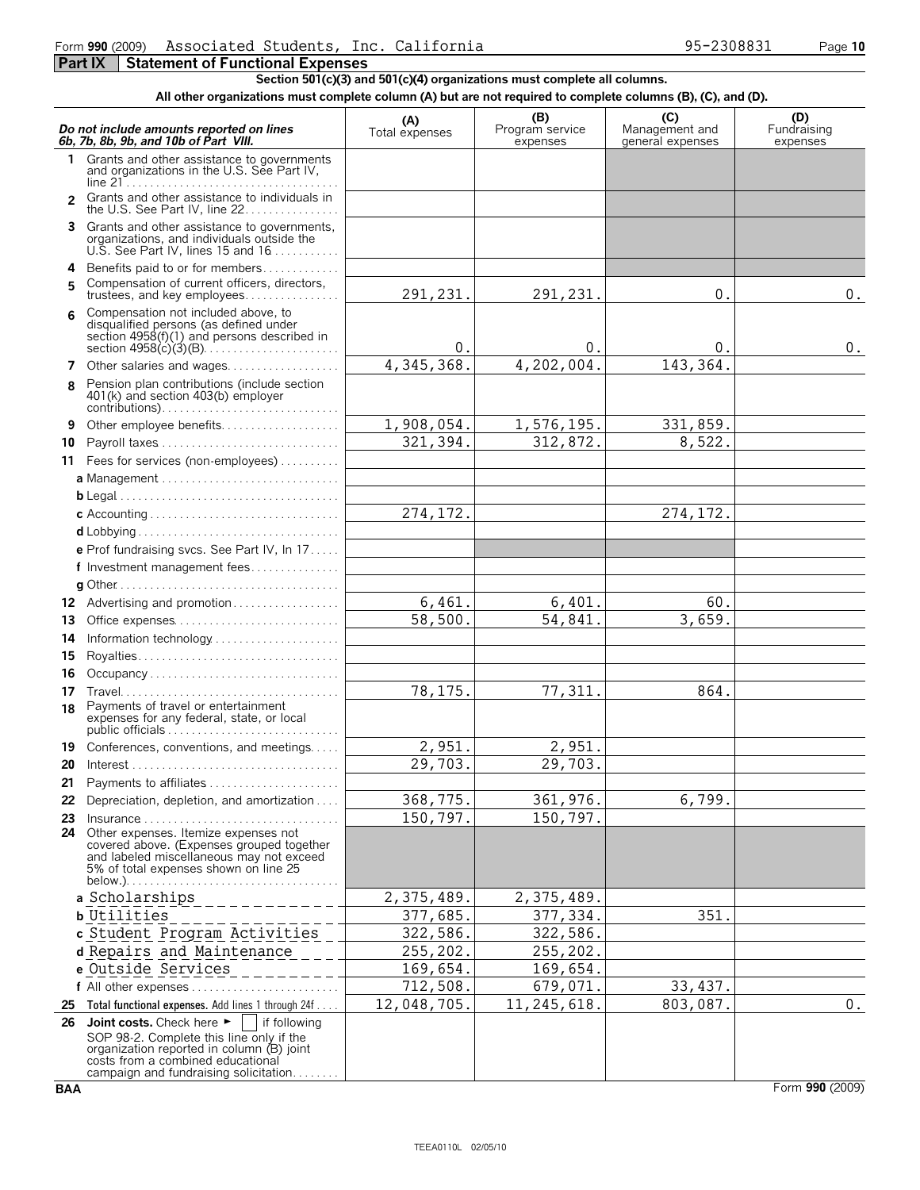Form **990** (2009) Associated Students, Inc. California 95-2308831

## Part IX Statement of Functional Expenses

**Section 501(c)(3) and 501(c)(4) organizations must complete all columns.**

**All other organizations must complete column (A) but are not required to complete columns (B), (C), and (D).**

| *Do not include amounts reported on lines 6b, 7b, 8b, 9b, and 10b of Part VIII.* | (A) Total expenses | (B) Program service expenses | (C) Management and general expenses | (D) Fundraising expenses |
|---|---|---|---|---|
| 1 Grants and other assistance to governments and organizations in the U.S. See Part IV, line 21 | | | | |
| 2 Grants and other assistance to individuals in the U.S. See Part IV, line 22 | | | | |
| 3 Grants and other assistance to governments, organizations, and individuals outside the U.S. See Part IV, lines 15 and 16 | | | | |
| 4 Benefits paid to or for members | | | | |
| 5 Compensation of current officers, directors, trustees, and key employees | 291,231. | 291,231. | 0. | 0. |
| 6 Compensation not included above, to disqualified persons (as defined under section 4958(f)(1) and persons described in section 4958(c)(3)(B) | 0. | 0. | 0. | 0. |
| 7 Other salaries and wages | 4,345,368. | 4,202,004. | 143,364. | |
| 8 Pension plan contributions (include section 401(k) and section 403(b) employer contributions) | | | | |
| 9 Other employee benefits | 1,908,054. | 1,576,195. | 331,859. | |
| 10 Payroll taxes | 321,394. | 312,872. | 8,522. | |
| 11 Fees for services (non-employees) | | | | |
| a Management | | | | |
| b Legal | | | | |
| c Accounting | 274,172. | | 274,172. | |
| d Lobbying | | | | |
| e Prof fundraising svcs. See Part IV, ln 17 | | | | |
| f Investment management fees | | | | |
| g Other | | | | |
| 12 Advertising and promotion | 6,461. | 6,401. | 60. | |
| 13 Office expenses | 58,500. | 54,841. | 3,659. | |
| 14 Information technology | | | | |
| 15 Royalties | | | | |
| 16 Occupancy | | | | |
| 17 Travel | 78,175. | 77,311. | 864. | |
| 18 Payments of travel or entertainment expenses for any federal, state, or local public officials | | | | |
| 19 Conferences, conventions, and meetings | 2,951. | 2,951. | | |
| 20 Interest | 29,703. | 29,703. | | |
| 21 Payments to affiliates | | | | |
| 22 Depreciation, depletion, and amortization | 368,775. | 361,976. | 6,799. | |
| 23 Insurance | 150,797. | 150,797. | | |
| 24 Other expenses. Itemize expenses not covered above. (Expenses grouped together and labeled miscellaneous may not exceed 5% of total expenses shown on line 25 below.) | | | | |
| a Scholarships | 2,375,489. | 2,375,489. | | |
| b Utilities | 377,685. | 377,334. | 351. | |
| c Student Program Activities | 322,586. | 322,586. | | |
| d Repairs and Maintenance | 255,202. | 255,202. | | |
| e Outside Services | 169,654. | 169,654. | | |
| f All other expenses | 712,508. | 679,071. | 33,437. | |
| 25 **Total functional expenses.** Add lines 1 through 24f | 12,048,705. | 11,245,618. | 803,087. | 0. |
| 26 **Joint costs.** Check here ► [ ] if following SOP 98-2. Complete this line only if the organization reported in column (B) joint costs from a combined educational campaign and fundraising solicitation | | | | |

BAA Form **990** (2009)

TEEA0110L 02/05/10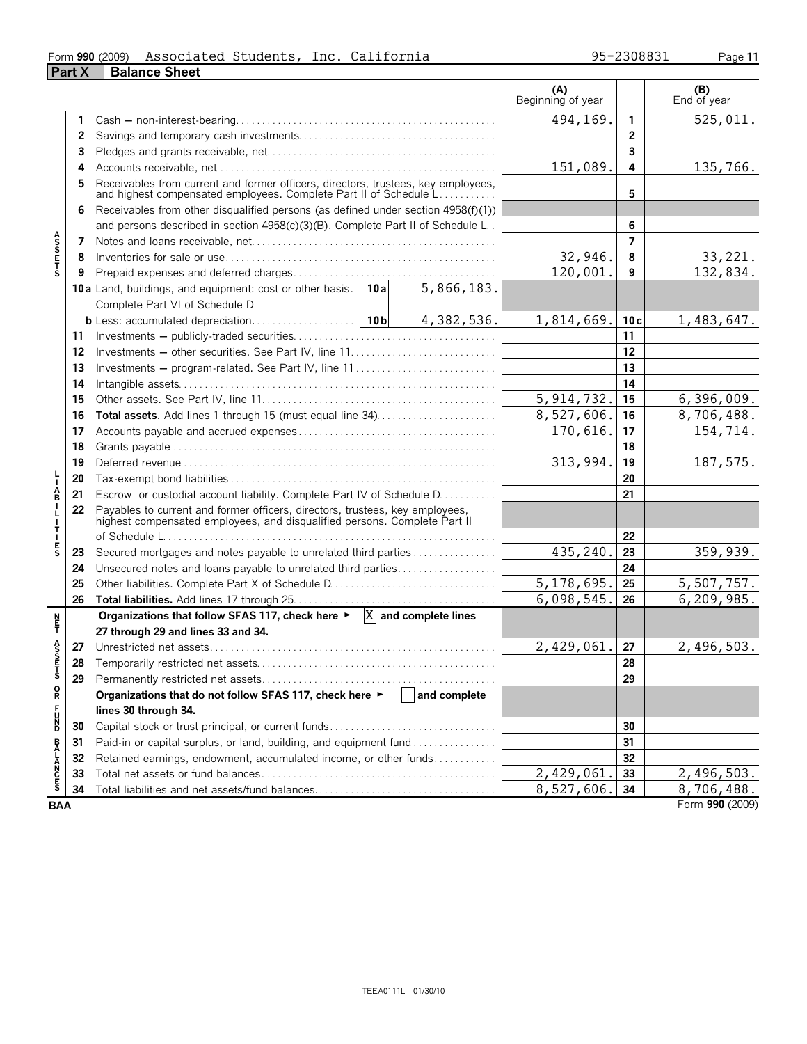Form **990** (2009) Associated Students, Inc. California 95-2308831

## Part X Balance Sheet

| | | | (A) Beginning of year | | (B) End of year |
|---|---|---|---|---|---|
| **ASSETS** | 1 | Cash — non-interest-bearing | 494,169. | 1 | 525,011. |
| | 2 | Savings and temporary cash investments | | 2 | |
| | 3 | Pledges and grants receivable, net | | 3 | |
| | 4 | Accounts receivable, net | 151,089. | 4 | 135,766. |
| | 5 | Receivables from current and former officers, directors, trustees, key employees, and highest compensated employees. Complete Part II of Schedule L | | 5 | |
| | 6 | Receivables from other disqualified persons (as defined under section 4958(f)(1)) and persons described in section 4958(c)(3)(B). Complete Part II of Schedule L | | 6 | |
| | 7 | Notes and loans receivable, net | | 7 | |
| | 8 | Inventories for sale or use | 32,946. | 8 | 33,221. |
| | 9 | Prepaid expenses and deferred charges | 120,001. | 9 | 132,834. |
| | 10a | Land, buildings, and equipment: cost or other basis. Complete Part VI of Schedule D — 10a: 5,866,183. | | | |
| | b | Less: accumulated depreciation — 10b: 4,382,536. | 1,814,669. | 10c | 1,483,647. |
| | 11 | Investments — publicly-traded securities | | 11 | |
| | 12 | Investments — other securities. See Part IV, line 11 | | 12 | |
| | 13 | Investments — program-related. See Part IV, line 11 | | 13 | |
| | 14 | Intangible assets | | 14 | |
| | 15 | Other assets. See Part IV, line 11 | 5,914,732. | 15 | 6,396,009. |
| | 16 | **Total assets.** Add lines 1 through 15 (must equal line 34) | 8,527,606. | 16 | 8,706,488. |
| **LIABILITIES** | 17 | Accounts payable and accrued expenses | 170,616. | 17 | 154,714. |
| | 18 | Grants payable | | 18 | |
| | 19 | Deferred revenue | 313,994. | 19 | 187,575. |
| | 20 | Tax-exempt bond liabilities | | 20 | |
| | 21 | Escrow or custodial account liability. Complete Part IV of Schedule D | | 21 | |
| | 22 | Payables to current and former officers, directors, trustees, key employees, highest compensated employees, and disqualified persons. Complete Part II of Schedule L | | 22 | |
| | 23 | Secured mortgages and notes payable to unrelated third parties | 435,240. | 23 | 359,939. |
| | 24 | Unsecured notes and loans payable to unrelated third parties | | 24 | |
| | 25 | Other liabilities. Complete Part X of Schedule D | 5,178,695. | 25 | 5,507,757. |
| | 26 | **Total liabilities.** Add lines 17 through 25 | 6,098,545. | 26 | 6,209,985. |
| **NET ASSETS OR FUND BALANCES** | | **Organizations that follow SFAS 117, check here ► [X] and complete lines 27 through 29 and lines 33 and 34.** | | | |
| | 27 | Unrestricted net assets | 2,429,061. | 27 | 2,496,503. |
| | 28 | Temporarily restricted net assets | | 28 | |
| | 29 | Permanently restricted net assets | | 29 | |
| | | **Organizations that do not follow SFAS 117, check here ► [ ] and complete lines 30 through 34.** | | | |
| | 30 | Capital stock or trust principal, or current funds | | 30 | |
| | 31 | Paid-in or capital surplus, or land, building, and equipment fund | | 31 | |
| | 32 | Retained earnings, endowment, accumulated income, or other funds | | 32 | |
| | 33 | Total net assets or fund balances | 2,429,061. | 33 | 2,496,503. |
| | 34 | Total liabilities and net assets/fund balances | 8,527,606. | 34 | 8,706,488. |

BAA Form **990** (2009)

TEEA0111L 01/30/10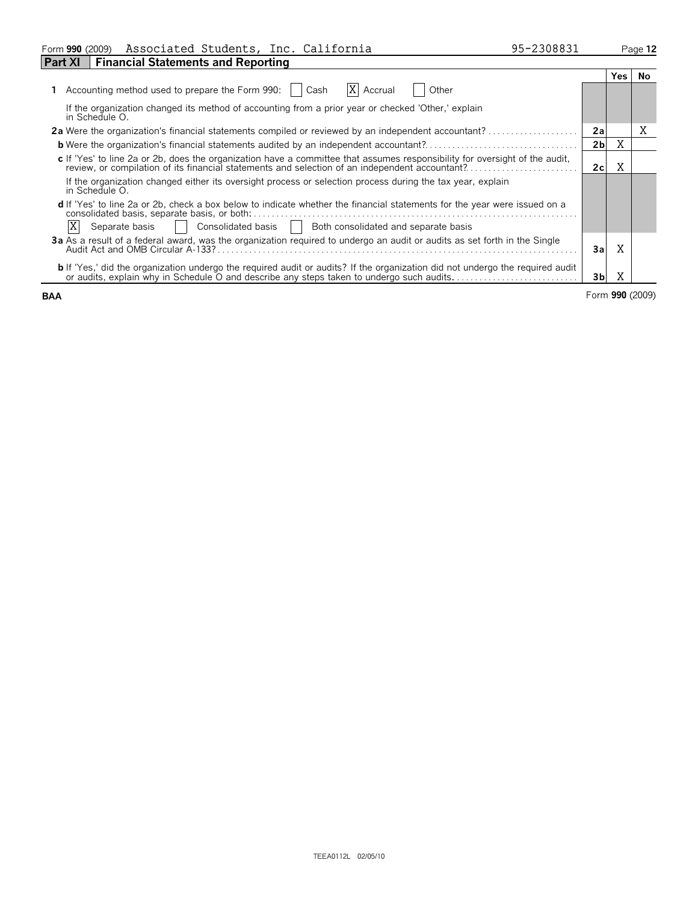Form **990** (2009) Associated Students, Inc. California 95-2308831

## Part XI Financial Statements and Reporting

| | | Yes | No |
|---|---|---|---|
| **1** Accounting method used to prepare the Form 990: ☐ Cash ☒ Accrual ☐ Other<br>If the organization changed its method of accounting from a prior year or checked 'Other,' explain in Schedule O. | | | |
| **2a** Were the organization's financial statements compiled or reviewed by an independent accountant? | 2a | | X |
| **b** Were the organization's financial statements audited by an independent accountant? | 2b | X | |
| **c** If 'Yes' to line 2a or 2b, does the organization have a committee that assumes responsibility for oversight of the audit, review, or compilation of its financial statements and selection of an independent accountant? | 2c | X | |
| If the organization changed either its oversight process or selection process during the tax year, explain in Schedule O. | | | |
| **d** If 'Yes' to line 2a or 2b, check a box below to indicate whether the financial statements for the year were issued on a consolidated basis, separate basis, or both:<br>☒ Separate basis ☐ Consolidated basis ☐ Both consolidated and separate basis | | | |
| **3a** As a result of a federal award, was the organization required to undergo an audit or audits as set forth in the Single Audit Act and OMB Circular A-133? | 3a | X | |
| **b** If 'Yes,' did the organization undergo the required audit or audits? If the organization did not undergo the required audit or audits, explain why in Schedule O and describe any steps taken to undergo such audits. | 3b | X | |

BAA Form **990** (2009)

TEEA0112L 02/05/10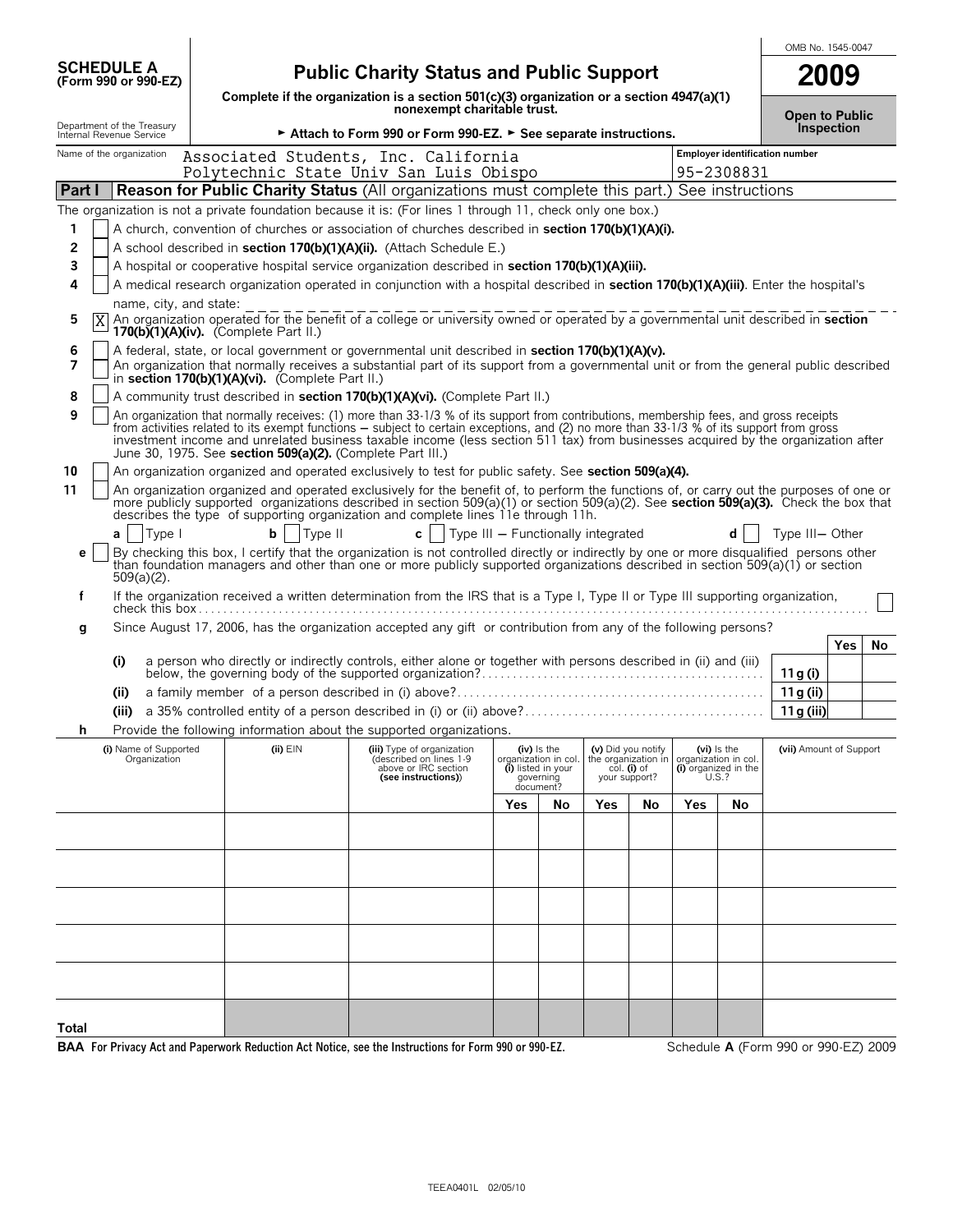**SCHEDULE A**
**(Form 990 or 990-EZ)**

Department of the Treasury
Internal Revenue Service

# Public Charity Status and Public Support

**Complete if the organization is a section 501(c)(3) organization or a section 4947(a)(1) nonexempt charitable trust.**

► **Attach to Form 990 or Form 990-EZ.** ► **See separate instructions.**

OMB No. 1545-0047

**2009**

**Open to Public Inspection**

Name of the organization: Associated Students, Inc. California Polytechnic State Univ San Luis Obispo

Employer identification number: 95-2308831

## Part I Reason for Public Charity Status (All organizations must complete this part.) See instructions

The organization is not a private foundation because it is: (For lines 1 through 11, check only one box.)

1 [ ] A church, convention of churches or association of churches described in **section 170(b)(1)(A)(i).**

2 [ ] A school described in **section 170(b)(1)(A)(ii).** (Attach Schedule E.)

3 [ ] A hospital or cooperative hospital service organization described in **section 170(b)(1)(A)(iii).**

4 [ ] A medical research organization operated in conjunction with a hospital described in **section 170(b)(1)(A)(iii)**. Enter the hospital's name, city, and state:

5 [X] An organization operated for the benefit of a college or university owned or operated by a governmental unit described in **section 170(b)(1)(A)(iv).** (Complete Part II.)

6 [ ] A federal, state, or local government or governmental unit described in **section 170(b)(1)(A)(v).**

7 [ ] An organization that normally receives a substantial part of its support from a governmental unit or from the general public described in **section 170(b)(1)(A)(vi).** (Complete Part II.)

8 [ ] A community trust described in **section 170(b)(1)(A)(vi).** (Complete Part II.)

9 [ ] An organization that normally receives: (1) more than 33-1/3 % of its support from contributions, membership fees, and gross receipts from activities related to its exempt functions – subject to certain exceptions, and (2) no more than 33-1/3 % of its support from gross investment income and unrelated business taxable income (less section 511 tax) from businesses acquired by the organization after June 30, 1975. See **section 509(a)(2).** (Complete Part III.)

10 [ ] An organization organized and operated exclusively to test for public safety. See **section 509(a)(4).**

11 [ ] An organization organized and operated exclusively for the benefit of, to perform the functions of, or carry out the purposes of one or more publicly supported organizations described in section 509(a)(1) or section 509(a)(2). See **section 509(a)(3).** Check the box that describes the type of supporting organization and complete lines 11e through 11h.

**a** [ ] Type I **b** [ ] Type II **c** [ ] Type III – Functionally integrated **d** [ ] Type III– Other

**e** [ ] By checking this box, I certify that the organization is not controlled directly or indirectly by one or more disqualified persons other than foundation managers and other than one or more publicly supported organizations described in section 509(a)(1) or section 509(a)(2).

**f** If the organization received a written determination from the IRS that is a Type I, Type II or Type III supporting organization, check this box [ ]

**g** Since August 17, 2006, has the organization accepted any gift or contribution from any of the following persons?

| | | | Yes | No |
|---|---|---|---|---|
| (i) | a person who directly or indirectly controls, either alone or together with persons described in (ii) and (iii) below, the governing body of the supported organization? | 11g (i) | | |
| (ii) | a family member of a person described in (i) above? | 11g (ii) | | |
| (iii) | a 35% controlled entity of a person described in (i) or (ii) above? | 11g (iii) | | |

**h** Provide the following information about the supported organizations.

| (i) Name of Supported Organization | (ii) EIN | (iii) Type of organization (described on lines 1-9 above or IRC section (see instructions)) | (iv) Is the organization in col. (i) listed in your governing document? | | (v) Did you notify the organization in col. (i) of your support? | | (vi) Is the organization in col. (i) organized in the U.S.? | | (vii) Amount of Support |
|---|---|---|---|---|---|---|---|---|---|
| | | | Yes | No | Yes | No | Yes | No | |
| | | | | | | | | | |
| | | | | | | | | | |
| | | | | | | | | | |
| | | | | | | | | | |
| | | | | | | | | | |
| Total | | | | | | | | | |

**BAA For Privacy Act and Paperwork Reduction Act Notice, see the Instructions for Form 990 or 990-EZ.** Schedule **A** (Form 990 or 990-EZ) 2009

TEEA0401L 02/05/10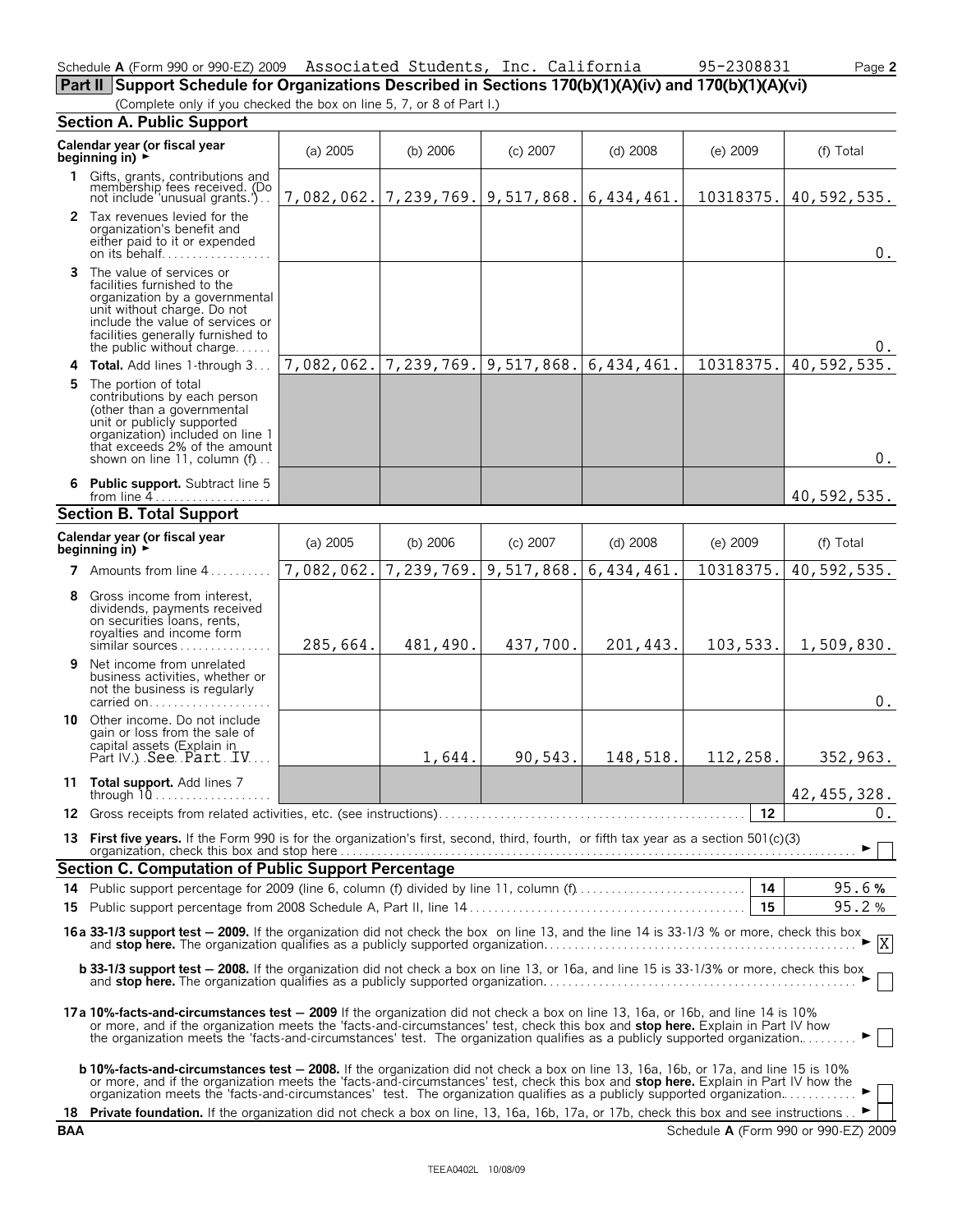Schedule **A** (Form 990 or 990-EZ) 2009 Associated Students, Inc. California 95-2308831 Page **2**

## Part II Support Schedule for Organizations Described in Sections 170(b)(1)(A)(iv) and 170(b)(1)(A)(vi)

(Complete only if you checked the box on line 5, 7, or 8 of Part I.)

### Section A. Public Support

| Calendar year (or fiscal year beginning in) ► | (a) 2005 | (b) 2006 | (c) 2007 | (d) 2008 | (e) 2009 | (f) Total |
|---|---|---|---|---|---|---|
| **1** Gifts, grants, contributions and membership fees received. (Do not include 'unusual grants.') | 7,082,062. | 7,239,769. | 9,517,868. | 6,434,461. | 10318375. | 40,592,535. |
| **2** Tax revenues levied for the organization's benefit and either paid to it or expended on its behalf | | | | | | 0. |
| **3** The value of services or facilities furnished to the organization by a governmental unit without charge. Do not include the value of services or facilities generally furnished to the public without charge | | | | | | 0. |
| **4 Total.** Add lines 1-through 3 | 7,082,062. | 7,239,769. | 9,517,868. | 6,434,461. | 10318375. | 40,592,535. |
| **5** The portion of total contributions by each person (other than a governmental unit or publicly supported organization) included on line 1 that exceeds 2% of the amount shown on line 11, column (f) | | | | | | 0. |
| **6 Public support.** Subtract line 5 from line 4 | | | | | | 40,592,535. |

### Section B. Total Support

| Calendar year (or fiscal year beginning in) ► | (a) 2005 | (b) 2006 | (c) 2007 | (d) 2008 | (e) 2009 | (f) Total |
|---|---|---|---|---|---|---|
| **7** Amounts from line 4 | 7,082,062. | 7,239,769. | 9,517,868. | 6,434,461. | 10318375. | 40,592,535. |
| **8** Gross income from interest, dividends, payments received on securities loans, rents, royalties and income form similar sources | 285,664. | 481,490. | 437,700. | 201,443. | 103,533. | 1,509,830. |
| **9** Net income from unrelated business activities, whether or not the business is regularly carried on | | | | | | 0. |
| **10** Other income. Do not include gain or loss from the sale of capital assets (Explain in Part IV.) See Part IV | | 1,644. | 90,543. | 148,518. | 112,258. | 352,963. |
| **11 Total support.** Add lines 7 through 10 | | | | | | 42,455,328. |
| **12** Gross receipts from related activities, etc. (see instructions) | | | | | 12 | 0. |

**13 First five years.** If the Form 990 is for the organization's first, second, third, fourth, or fifth tax year as a section 501(c)(3) organization, check this box and stop here ► ☐

### Section C. Computation of Public Support Percentage

| | | |
|---|---|---|
| **14** Public support percentage for 2009 (line 6, column (f) divided by line 11, column (f)) | 14 | 95.6 % |
| **15** Public support percentage from 2008 Schedule A, Part II, line 14 | 15 | 95.2 % |

**16a 33-1/3 support test — 2009.** If the organization did not check the box on line 13, and the line 14 is 33-1/3 % or more, check this box and **stop here.** The organization qualifies as a publicly supported organization ► ☒

**b 33-1/3 support test — 2008.** If the organization did not check a box on line 13, or 16a, and line 15 is 33-1/3% or more, check this box and **stop here.** The organization qualifies as a publicly supported organization ► ☐

**17a 10%-facts-and-circumstances test — 2009** If the organization did not check a box on line 13, 16a, or 16b, and line 14 is 10% or more, and if the organization meets the 'facts-and-circumstances' test, check this box and **stop here.** Explain in Part IV how the organization meets the 'facts-and-circumstances' test. The organization qualifies as a publicly supported organization ► ☐

**b 10%-facts-and-circumstances test — 2008.** If the organization did not check a box on line 13, 16a, 16b, or 17a, and line 15 is 10% or more, and if the organization meets the 'facts-and-circumstances' test, check this box and **stop here.** Explain in Part IV how the organization meets the 'facts-and-circumstances' test. The organization qualifies as a publicly supported organization ► ☐

**18 Private foundation.** If the organization did not check a box on line, 13, 16a, 16b, 17a, or 17b, check this box and see instructions ► ☐

**BAA** Schedule **A** (Form 990 or 990-EZ) 2009

TEEA0402L 10/08/09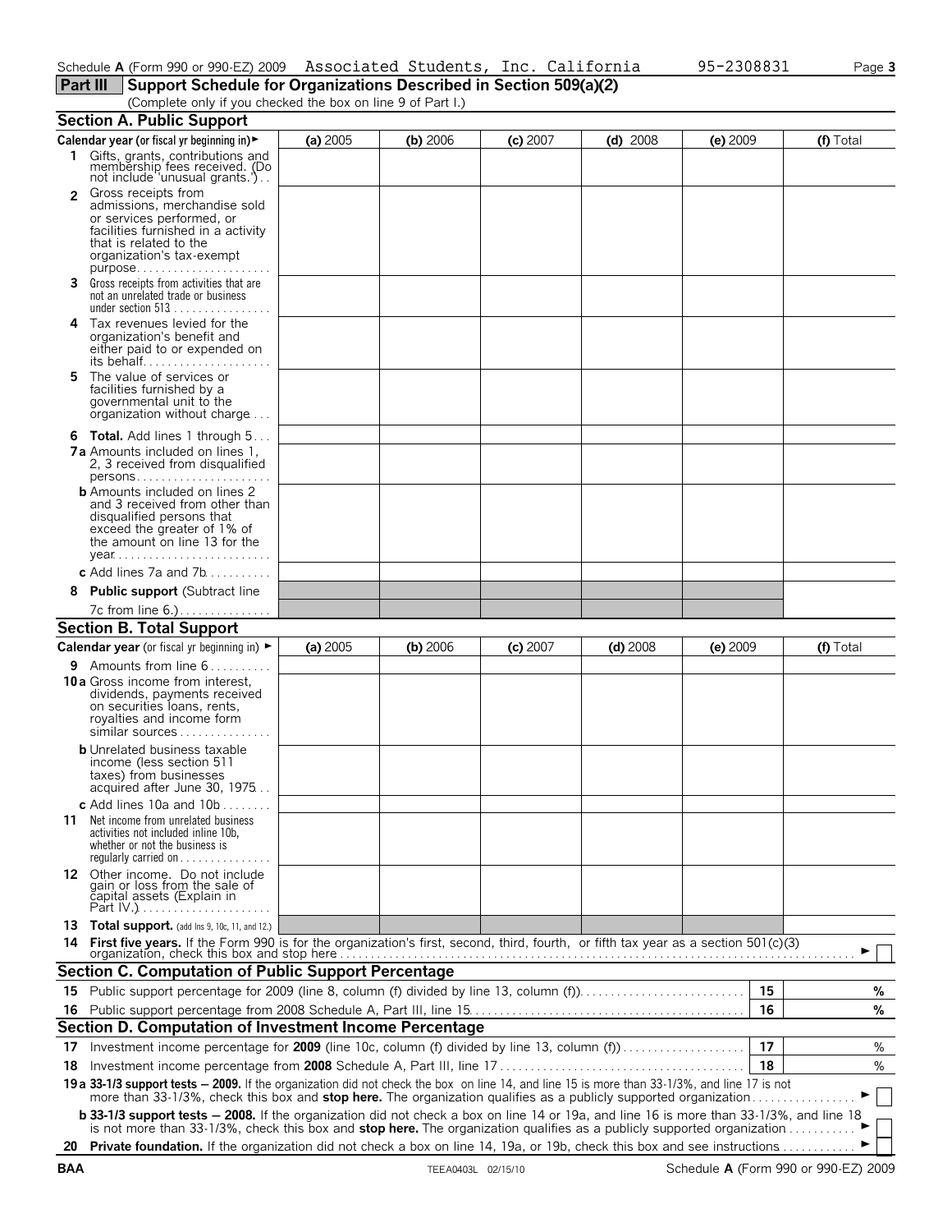Schedule **A** (Form 990 or 990-EZ) 2009 Associated Students, Inc. California 95-2308831

## Part III Support Schedule for Organizations Described in Section 509(a)(2)

(Complete only if you checked the box on line 9 of Part I.)

### Section A. Public Support

| Calendar year (or fiscal yr beginning in) ► | (a) 2005 | (b) 2006 | (c) 2007 | (d) 2008 | (e) 2009 | (f) Total |
|---|---|---|---|---|---|---|
| 1 Gifts, grants, contributions and membership fees received. (Do not include 'unusual grants.') | | | | | | |
| 2 Gross receipts from admissions, merchandise sold or services performed, or facilities furnished in a activity that is related to the organization's tax-exempt purpose | | | | | | |
| 3 Gross receipts from activities that are not an unrelated trade or business under section 513 | | | | | | |
| 4 Tax revenues levied for the organization's benefit and either paid to or expended on its behalf | | | | | | |
| 5 The value of services or facilities furnished by a governmental unit to the organization without charge | | | | | | |
| 6 **Total.** Add lines 1 through 5 | | | | | | |
| 7a Amounts included on lines 1, 2, 3 received from disqualified persons | | | | | | |
| b Amounts included on lines 2 and 3 received from other than disqualified persons that exceed the greater of 1% of the amount on line 13 for the year | | | | | | |
| c Add lines 7a and 7b | | | | | | |
| 8 **Public support** (Subtract line 7c from line 6.) | | | | | | |

### Section B. Total Support

| Calendar year (or fiscal yr beginning in) ► | (a) 2005 | (b) 2006 | (c) 2007 | (d) 2008 | (e) 2009 | (f) Total |
|---|---|---|---|---|---|---|
| 9 Amounts from line 6 | | | | | | |
| 10a Gross income from interest, dividends, payments received on securities loans, rents, royalties and income form similar sources | | | | | | |
| b Unrelated business taxable income (less section 511 taxes) from businesses acquired after June 30, 1975 | | | | | | |
| c Add lines 10a and 10b | | | | | | |
| 11 Net income from unrelated business activities not included inline 10b, whether or not the business is regularly carried on | | | | | | |
| 12 Other income. Do not include gain or loss from the sale of capital assets (Explain in Part IV.) | | | | | | |
| 13 **Total support.** (add lns 9, 10c, 11, and 12.) | | | | | | |

**14 First five years.** If the Form 990 is for the organization's first, second, third, fourth, or fifth tax year as a section 501(c)(3) organization, check this box and stop here ► ☐

### Section C. Computation of Public Support Percentage

| | | | |
|---|---|---|---|
| 15 | Public support percentage for 2009 (line 8, column (f) divided by line 13, column (f)) | 15 | % |
| 16 | Public support percentage from 2008 Schedule A, Part III, line 15 | 16 | % |

### Section D. Computation of Investment Income Percentage

| | | | |
|---|---|---|---|
| 17 | Investment income percentage for **2009** (line 10c, column (f) divided by line 13, column (f)) | 17 | % |
| 18 | Investment income percentage from **2008** Schedule A, Part III, line 17 | 18 | % |

**19a 33-1/3 support tests — 2009.** If the organization did not check the box on line 14, and line 15 is more than 33-1/3%, and line 17 is not more than 33-1/3%, check this box and **stop here.** The organization qualifies as a publicly supported organization ► ☐

**b 33-1/3 support tests — 2008.** If the organization did not check a box on line 14 or 19a, and line 16 is more than 33-1/3%, and line 18 is not more than 33-1/3%, check this box and **stop here.** The organization qualifies as a publicly supported organization ► ☐

**20 Private foundation.** If the organization did not check a box on line 14, 19a, or 19b, check this box and see instructions ► ☐

BAA TEEA0403L 02/15/10 Schedule **A** (Form 990 or 990-EZ) 2009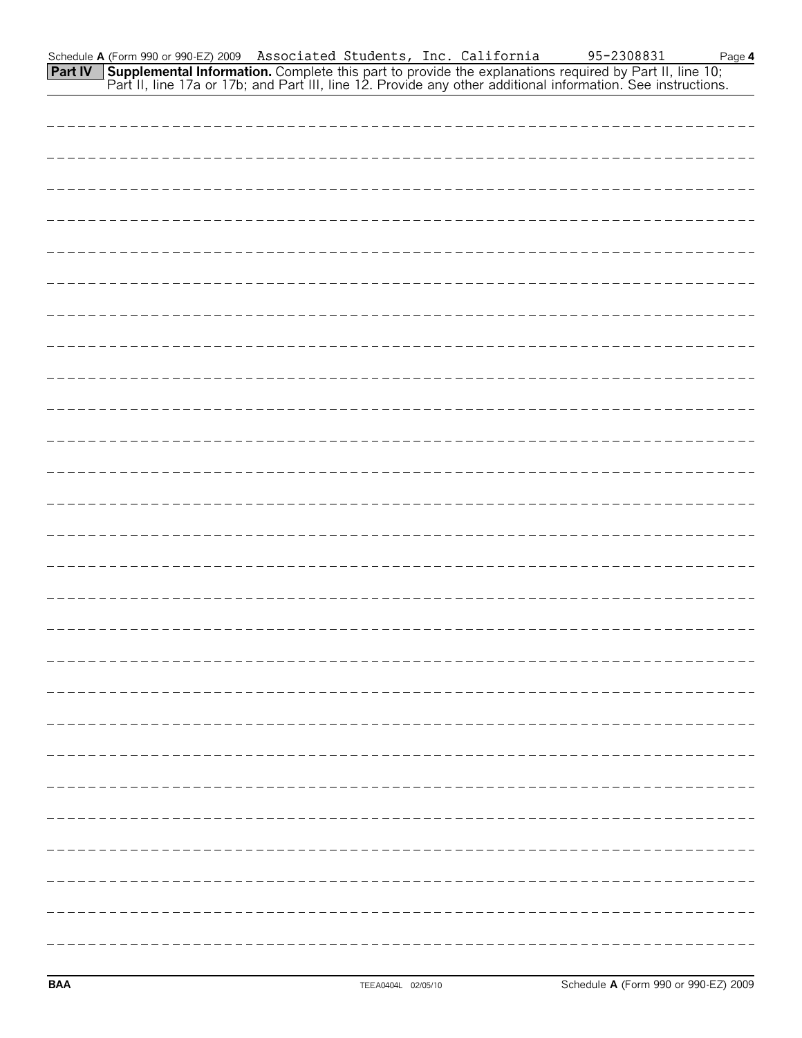Schedule **A** (Form 990 or 990-EZ) 2009 Associated Students, Inc. California 95-2308831 Page **4**

**Part IV** **Supplemental Information.** Complete this part to provide the explanations required by Part II, line 10; Part II, line 17a or 17b; and Part III, line 12. Provide any other additional information. See instructions.

**BAA** TEEA0404L 02/05/10 Schedule **A** (Form 990 or 990-EZ) 2009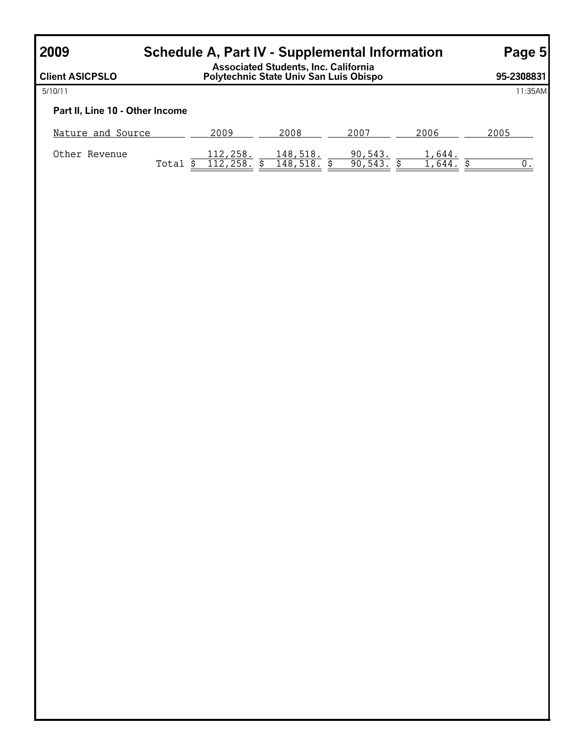# 2009 Schedule A, Part IV - Supplemental Information

**Client ASICPSLO** — **Associated Students, Inc. California Polytechnic State Univ San Luis Obispo** — **95-2308831**

5/10/11 11:35AM

### Part II, Line 10 - Other Income

| Nature and Source | | 2009 | 2008 | 2007 | 2006 | 2005 |
|---|---|---|---|---|---|---|
| Other Revenue | | 112,258. | 148,518. | 90,543. | 1,644. | |
| | Total | $ 112,258. | $ 148,518. | $ 90,543. | $ 1,644. | $ 0. |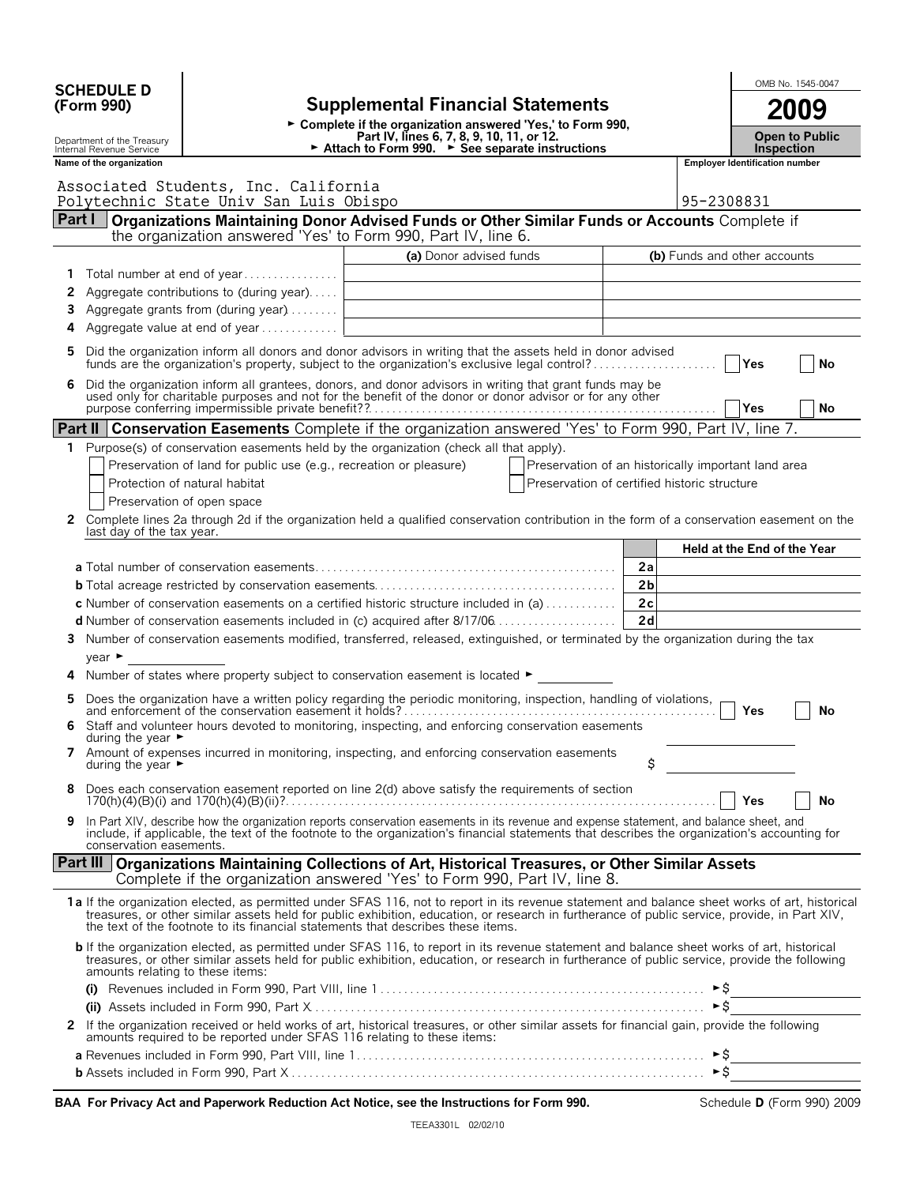**SCHEDULE D (Form 990)**

Department of the Treasury
Internal Revenue Service

# Supplemental Financial Statements

► Complete if the organization answered 'Yes,' to Form 990, Part IV, lines 6, 7, 8, 9, 10, 11, or 12.
► Attach to Form 990. ► See separate instructions

OMB No. 1545-0047

**2009**

**Open to Public Inspection**

**Name of the organization**

Associated Students, Inc. California Polytechnic State Univ San Luis Obispo

**Employer Identification number**

95-2308831

## Part I Organizations Maintaining Donor Advised Funds or Other Similar Funds or Accounts

Complete if the organization answered 'Yes' to Form 990, Part IV, line 6.

| | | (a) Donor advised funds | (b) Funds and other accounts |
|---|---|---|---|
| 1 | Total number at end of year | | |
| 2 | Aggregate contributions to (during year) | | |
| 3 | Aggregate grants from (during year) | | |
| 4 | Aggregate value at end of year | | |

5 Did the organization inform all donors and donor advisors in writing that the assets held in donor advised funds are the organization's property, subject to the organization's exclusive legal control? ☐ Yes ☐ No

6 Did the organization inform all grantees, donors, and donor advisors in writing that grant funds may be used only for charitable purposes and not for the benefit of the donor or donor advisor or for any other purpose conferring impermissible private benefit?? ☐ Yes ☐ No

## Part II Conservation Easements

Complete if the organization answered 'Yes' to Form 990, Part IV, line 7.

1 Purpose(s) of conservation easements held by the organization (check all that apply).

☐ Preservation of land for public use (e.g., recreation or pleasure)
☐ Preservation of an historically important land area
☐ Protection of natural habitat
☐ Preservation of certified historic structure
☐ Preservation of open space

2 Complete lines 2a through 2d if the organization held a qualified conservation contribution in the form of a conservation easement on the last day of the tax year.

| | | Held at the End of the Year |
|---|---|---|
| **a** Total number of conservation easements | 2a | |
| **b** Total acreage restricted by conservation easements | 2b | |
| **c** Number of conservation easements on a certified historic structure included in (a) | 2c | |
| **d** Number of conservation easements included in (c) acquired after 8/17/06 | 2d | |

3 Number of conservation easements modified, transferred, released, extinguished, or terminated by the organization during the tax year ►

4 Number of states where property subject to conservation easement is located ►

5 Does the organization have a written policy regarding the periodic monitoring, inspection, handling of violations, and enforcement of the conservation easement it holds? ☐ Yes ☐ No

6 Staff and volunteer hours devoted to monitoring, inspecting, and enforcing conservation easements during the year ►

7 Amount of expenses incurred in monitoring, inspecting, and enforcing conservation easements during the year ► $

8 Does each conservation easement reported on line 2(d) above satisfy the requirements of section 170(h)(4)(B)(i) and 170(h)(4)(B)(ii)? ☐ Yes ☐ No

9 In Part XIV, describe how the organization reports conservation easements in its revenue and expense statement, and balance sheet, and include, if applicable, the text of the footnote to the organization's financial statements that describes the organization's accounting for conservation easements.

## Part III Organizations Maintaining Collections of Art, Historical Treasures, or Other Similar Assets

Complete if the organization answered 'Yes' to Form 990, Part IV, line 8.

**1a** If the organization elected, as permitted under SFAS 116, not to report in its revenue statement and balance sheet works of art, historical treasures, or other similar assets held for public exhibition, education, or research in furtherance of public service, provide, in Part XIV, the text of the footnote to its financial statements that describes these items.

**b** If the organization elected, as permitted under SFAS 116, to report in its revenue statement and balance sheet works of art, historical treasures, or other similar assets held for public exhibition, education, or research in furtherance of public service, provide the following amounts relating to these items:

**(i)** Revenues included in Form 990, Part VIII, line 1 ► $

**(ii)** Assets included in Form 990, Part X ► $

2 If the organization received or held works of art, historical treasures, or other similar assets for financial gain, provide the following amounts required to be reported under SFAS 116 relating to these items:

**a** Revenues included in Form 990, Part VIII, line 1 ► $

**b** Assets included in Form 990, Part X ► $

**BAA For Privacy Act and Paperwork Reduction Act Notice, see the Instructions for Form 990.** Schedule **D** (Form 990) 2009

TEEA3301L 02/02/10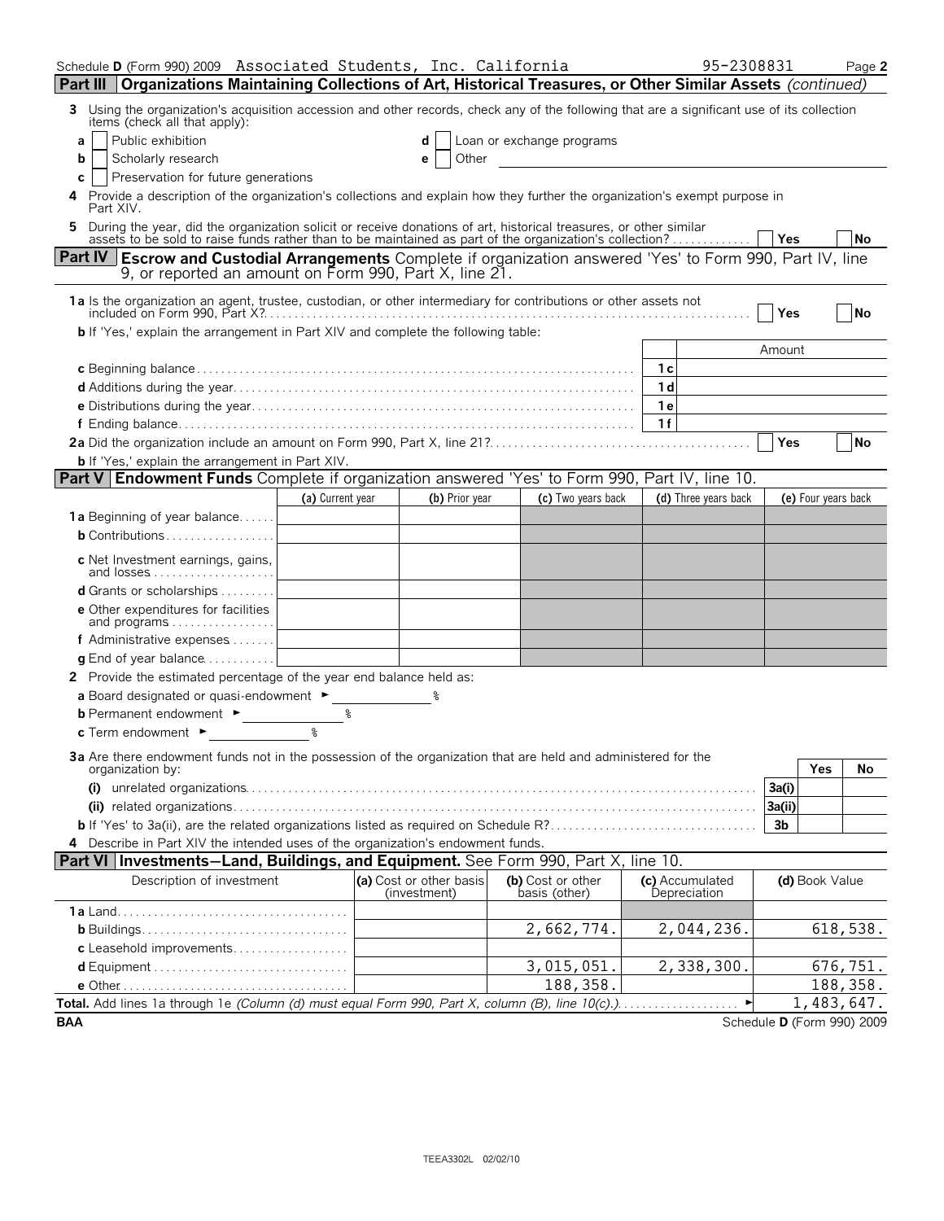Schedule **D** (Form 990) 2009 Associated Students, Inc. California 95-2308831 Page **2**

## Part III Organizations Maintaining Collections of Art, Historical Treasures, or Other Similar Assets *(continued)*

**3** Using the organization's acquisition accession and other records, check any of the following that are a significant use of its collection items (check all that apply):

- **a** ☐ Public exhibition
- **b** ☐ Scholarly research
- **c** ☐ Preservation for future generations
- **d** ☐ Loan or exchange programs
- **e** ☐ Other

**4** Provide a description of the organization's collections and explain how they further the organization's exempt purpose in Part XIV.

**5** During the year, did the organization solicit or receive donations of art, historical treasures, or other similar assets to be sold to raise funds rather than to be maintained as part of the organization's collection? ☐ Yes ☐ No

## Part IV Escrow and Custodial Arrangements

Complete if organization answered 'Yes' to Form 990, Part IV, line 9, or reported an amount on Form 990, Part X, line 21.

**1a** Is the organization an agent, trustee, custodian, or other intermediary for contributions or other assets not included on Form 990, Part X? ☐ Yes ☐ No

**b** If 'Yes,' explain the arrangement in Part XIV and complete the following table:

| | | Amount |
|---|---|---|
| **c** Beginning balance | 1c | |
| **d** Additions during the year | 1d | |
| **e** Distributions during the year | 1e | |
| **f** Ending balance | 1f | |

**2a** Did the organization include an amount on Form 990, Part X, line 21? ☐ Yes ☐ No

**b** If 'Yes,' explain the arrangement in Part XIV.

## Part V Endowment Funds

Complete if organization answered 'Yes' to Form 990, Part IV, line 10.

| | (a) Current year | (b) Prior year | (c) Two years back | (d) Three years back | (e) Four years back |
|---|---|---|---|---|---|
| **1a** Beginning of year balance | | | | | |
| **b** Contributions | | | | | |
| **c** Net Investment earnings, gains, and losses | | | | | |
| **d** Grants or scholarships | | | | | |
| **e** Other expenditures for facilities and programs | | | | | |
| **f** Administrative expenses | | | | | |
| **g** End of year balance | | | | | |

**2** Provide the estimated percentage of the year end balance held as:

- **a** Board designated or quasi-endowment ► ______ %
- **b** Permanent endowment ► ______ %
- **c** Term endowment ► ______ %

**3a** Are there endowment funds not in the possession of the organization that are held and administered for the organization by:

| | | Yes | No |
|---|---|---|---|
| **(i)** unrelated organizations | 3a(i) | | |
| **(ii)** related organizations | 3a(ii) | | |
| **b** If 'Yes' to 3a(ii), are the related organizations listed as required on Schedule R? | 3b | | |

**4** Describe in Part XIV the intended uses of the organization's endowment funds.

## Part VI Investments–Land, Buildings, and Equipment.

See Form 990, Part X, line 10.

| Description of investment | (a) Cost or other basis (investment) | (b) Cost or other basis (other) | (c) Accumulated Depreciation | (d) Book Value |
|---|---|---|---|---|
| **1a** Land | | | | |
| **b** Buildings | | 2,662,774. | 2,044,236. | 618,538. |
| **c** Leasehold improvements | | | | |
| **d** Equipment | | 3,015,051. | 2,338,300. | 676,751. |
| **e** Other | | 188,358. | | 188,358. |
| **Total.** Add lines 1a through 1e *(Column (d) must equal Form 990, Part X, column (B), line 10(c).)* ► | | | | 1,483,647. |

BAA Schedule **D** (Form 990) 2009

TEEA3302L 02/02/10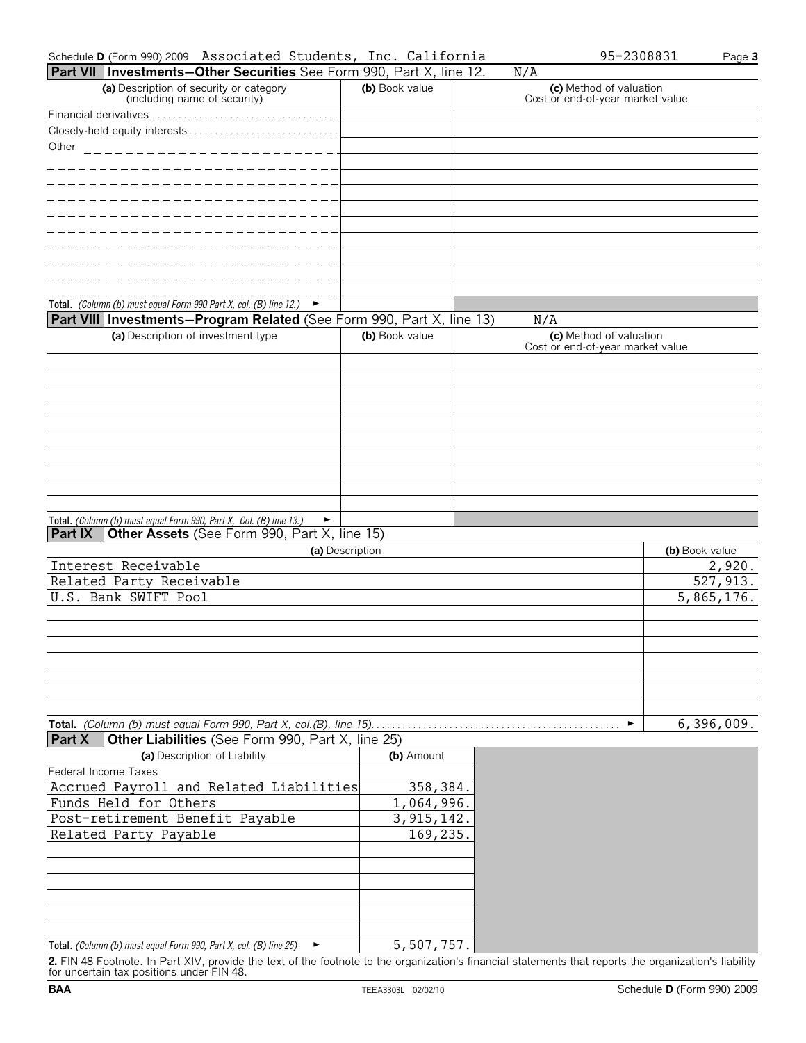Schedule **D** (Form 990) 2009 Associated Students, Inc. California 95-2308831 Page **3**

## Part VII Investments—Other Securities See Form 990, Part X, line 12. N/A

| (a) Description of security or category (including name of security) | (b) Book value | (c) Method of valuation Cost or end-of-year market value |
|---|---|---|
| Financial derivatives | | |
| Closely-held equity interests | | |
| Other | | |
| | | |
| | | |
| | | |
| | | |
| | | |
| | | |
| | | |
| | | |
| **Total.** *(Column (b) must equal Form 990 Part X, col. (B) line 12.)* ► | | |

## Part VIII Investments—Program Related (See Form 990, Part X, line 13) N/A

| (a) Description of investment type | (b) Book value | (c) Method of valuation Cost or end-of-year market value |
|---|---|---|
| | | |
| | | |
| | | |
| | | |
| | | |
| | | |
| | | |
| | | |
| | | |
| | | |
| **Total.** *(Column (b) must equal Form 990, Part X, Col. (B) line 13.)* ► | | |

## Part IX Other Assets (See Form 990, Part X, line 15)

| (a) Description | (b) Book value |
|---|---|
| Interest Receivable | 2,920. |
| Related Party Receivable | 527,913. |
| U.S. Bank SWIFT Pool | 5,865,176. |
| | |
| | |
| | |
| | |
| | |
| | |
| | |
| **Total.** *(Column (b) must equal Form 990, Part X, col.(B), line 15)* ► | 6,396,009. |

## Part X Other Liabilities (See Form 990, Part X, line 25)

| (a) Description of Liability | (b) Amount |
|---|---|
| Federal Income Taxes | |
| Accrued Payroll and Related Liabilities | 358,384. |
| Funds Held for Others | 1,064,996. |
| Post-retirement Benefit Payable | 3,915,142. |
| Related Party Payable | 169,235. |
| | |
| | |
| | |
| | |
| | |
| | |
| **Total.** *(Column (b) must equal Form 990, Part X, col. (B) line 25)* ► | 5,507,757. |

**2.** FIN 48 Footnote. In Part XIV, provide the text of the footnote to the organization's financial statements that reports the organization's liability for uncertain tax positions under FIN 48.

BAA TEEA3303L 02/02/10 Schedule **D** (Form 990) 2009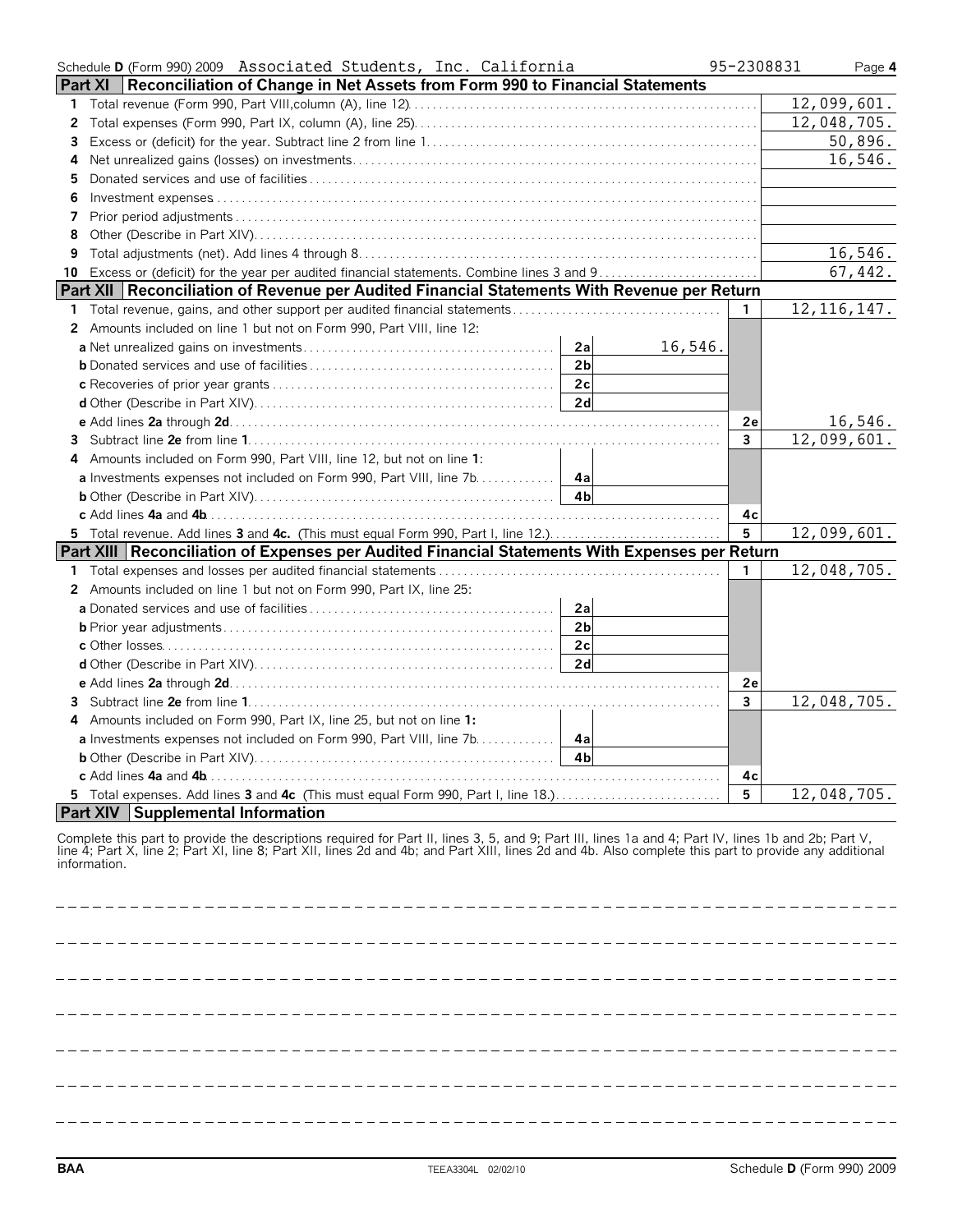Schedule D (Form 990) 2009 Associated Students, Inc. California 95-2308831 Page 4

## Part XI Reconciliation of Change in Net Assets from Form 990 to Financial Statements

| | | |
|---|---|---|
| 1 | Total revenue (Form 990, Part VIII, column (A), line 12) | 12,099,601. |
| 2 | Total expenses (Form 990, Part IX, column (A), line 25) | 12,048,705. |
| 3 | Excess or (deficit) for the year. Subtract line 2 from line 1 | 50,896. |
| 4 | Net unrealized gains (losses) on investments | 16,546. |
| 5 | Donated services and use of facilities | |
| 6 | Investment expenses | |
| 7 | Prior period adjustments | |
| 8 | Other (Describe in Part XIV) | |
| 9 | Total adjustments (net). Add lines 4 through 8 | 16,546. |
| 10 | Excess or (deficit) for the year per audited financial statements. Combine lines 3 and 9 | 67,442. |

## Part XII Reconciliation of Revenue per Audited Financial Statements With Revenue per Return

| | | | | | |
|---|---|---|---|---|---|
| 1 | Total revenue, gains, and other support per audited financial statements | | | 1 | 12,116,147. |
| 2 | Amounts included on line 1 but not on Form 990, Part VIII, line 12: | | | | |
| a | Net unrealized gains on investments | 2a | 16,546. | | |
| b | Donated services and use of facilities | 2b | | | |
| c | Recoveries of prior year grants | 2c | | | |
| d | Other (Describe in Part XIV) | 2d | | | |
| e | Add lines 2a through 2d | | | 2e | 16,546. |
| 3 | Subtract line 2e from line 1 | | | 3 | 12,099,601. |
| 4 | Amounts included on Form 990, Part VIII, line 12, but not on line 1: | | | | |
| a | Investments expenses not included on Form 990, Part VIII, line 7b | 4a | | | |
| b | Other (Describe in Part XIV) | 4b | | | |
| c | Add lines 4a and 4b | | | 4c | |
| 5 | Total revenue. Add lines 3 and 4c. (This must equal Form 990, Part I, line 12.) | | | 5 | 12,099,601. |

## Part XIII Reconciliation of Expenses per Audited Financial Statements With Expenses per Return

| | | | | | |
|---|---|---|---|---|---|
| 1 | Total expenses and losses per audited financial statements | | | 1 | 12,048,705. |
| 2 | Amounts included on line 1 but not on Form 990, Part IX, line 25: | | | | |
| a | Donated services and use of facilities | 2a | | | |
| b | Prior year adjustments | 2b | | | |
| c | Other losses | 2c | | | |
| d | Other (Describe in Part XIV) | 2d | | | |
| e | Add lines 2a through 2d | | | 2e | |
| 3 | Subtract line 2e from line 1 | | | 3 | 12,048,705. |
| 4 | Amounts included on Form 990, Part IX, line 25, but not on line 1: | | | | |
| a | Investments expenses not included on Form 990, Part VIII, line 7b | 4a | | | |
| b | Other (Describe in Part XIV) | 4b | | | |
| c | Add lines 4a and 4b | | | 4c | |
| 5 | Total expenses. Add lines 3 and 4c (This must equal Form 990, Part I, line 18.) | | | 5 | 12,048,705. |

## Part XIV Supplemental Information

Complete this part to provide the descriptions required for Part II, lines 3, 5, and 9; Part III, lines 1a and 4; Part IV, lines 1b and 2b; Part V, line 4; Part X, line 2; Part XI, line 8; Part XII, lines 2d and 4b; and Part XIII, lines 2d and 4b. Also complete this part to provide any additional information.

BAA TEEA3304L 02/02/10 Schedule D (Form 990) 2009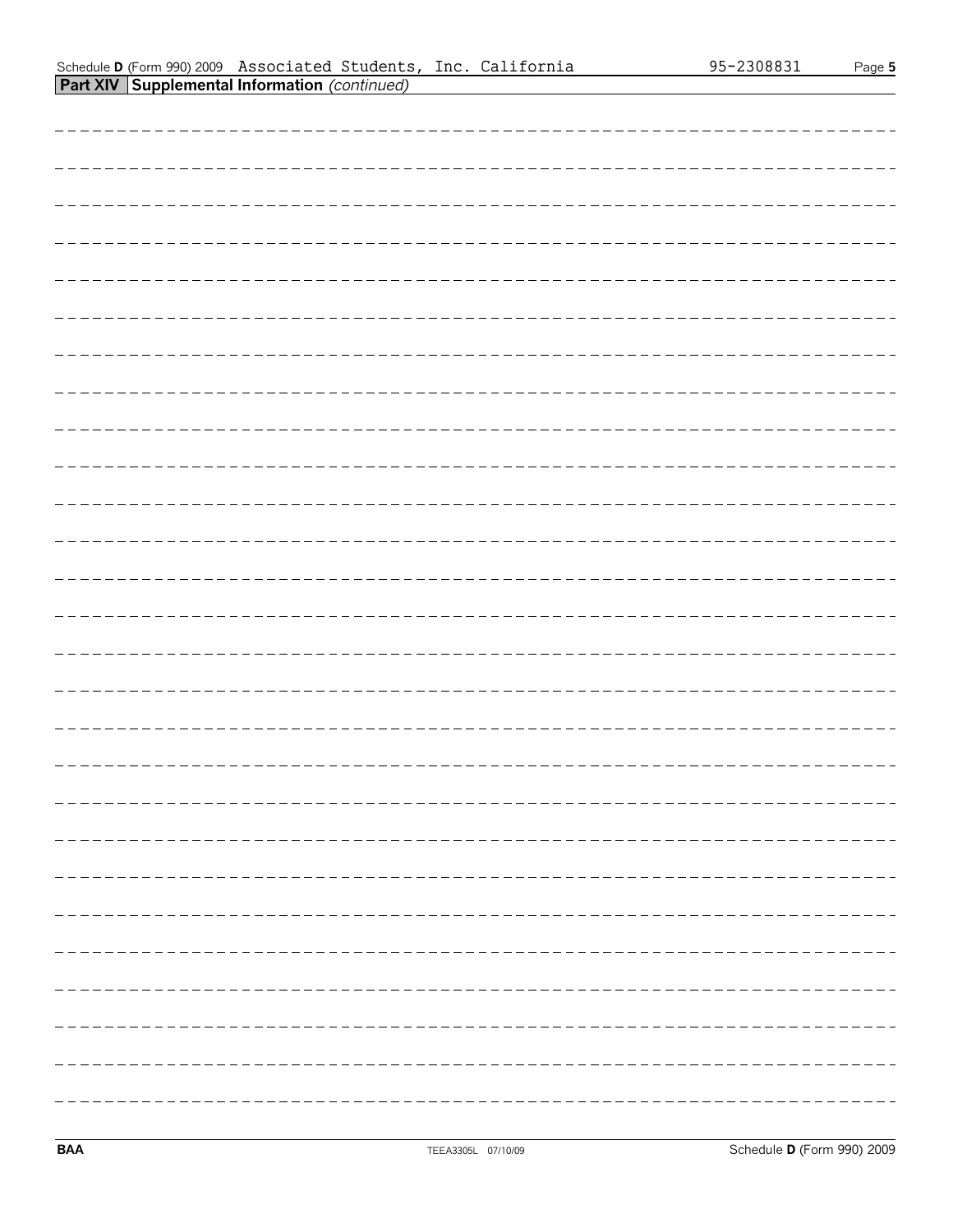Schedule D (Form 990) 2009 Associated Students, Inc. California 95-2308831 Page 5

**Part XIV Supplemental Information** *(continued)*

BAA TEEA3305L 07/10/09 Schedule D (Form 990) 2009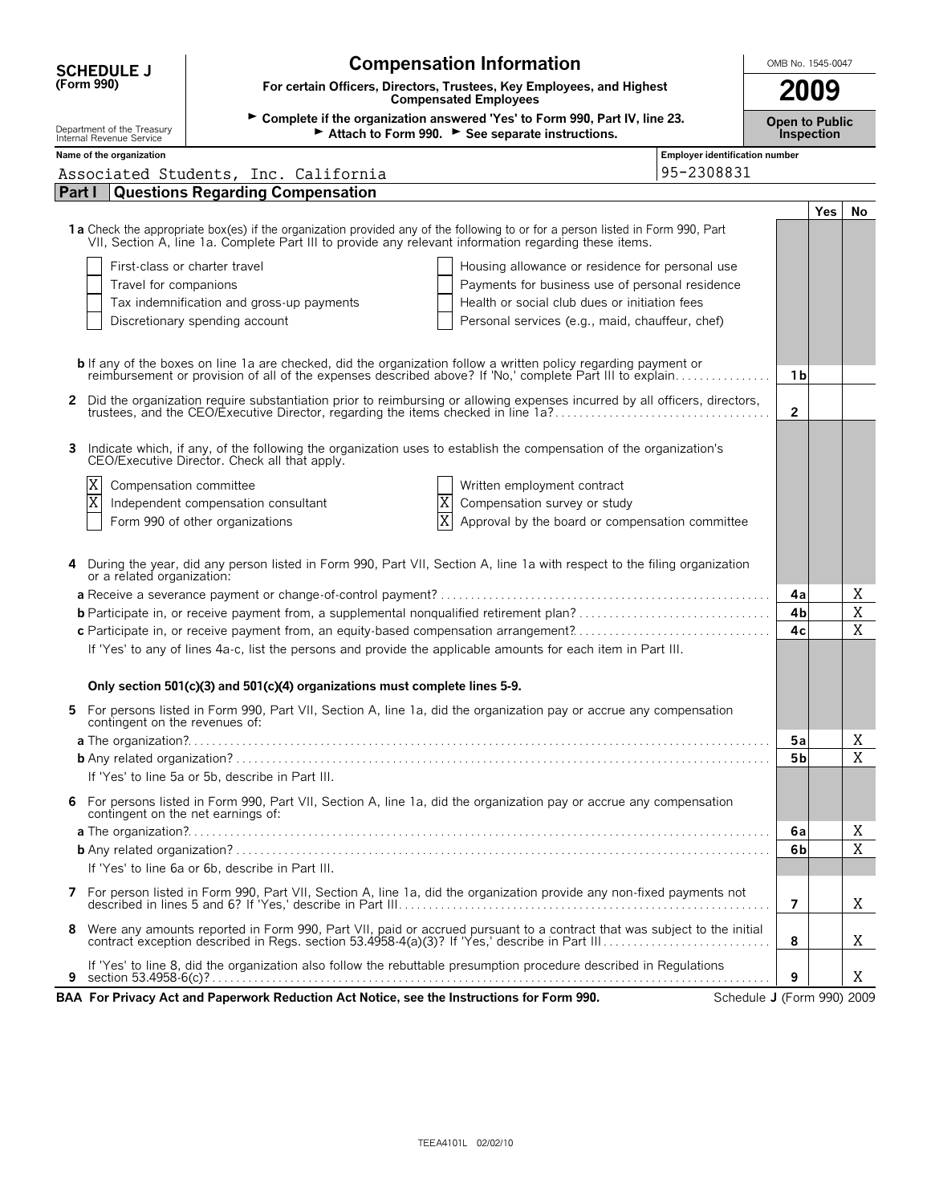# SCHEDULE J (Form 990)

Department of the Treasury
Internal Revenue Service

## Compensation Information

**For certain Officers, Directors, Trustees, Key Employees, and Highest Compensated Employees**

► Complete if the organization answered 'Yes' to Form 990, Part IV, line 23.
► Attach to Form 990. ► See separate instructions.

OMB No. 1545-0047

**2009**

**Open to Public Inspection**

**Name of the organization:** Associated Students, Inc. California

**Employer identification number:** 95-2308831

## Part I Questions Regarding Compensation

| | | Yes | No |
|---|---|---|---|
| **1a** Check the appropriate box(es) if the organization provided any of the following to or for a person listed in Form 990, Part VII, Section A, line 1a. Complete Part III to provide any relevant information regarding these items. | | | |
| ☐ First-class or charter travel ☐ Housing allowance or residence for personal use | | | |
| ☐ Travel for companions ☐ Payments for business use of personal residence | | | |
| ☐ Tax indemnification and gross-up payments ☐ Health or social club dues or initiation fees | | | |
| ☐ Discretionary spending account ☐ Personal services (e.g., maid, chauffeur, chef) | | | |
| **b** If any of the boxes on line 1a are checked, did the organization follow a written policy regarding payment or reimbursement or provision of all of the expenses described above? If 'No,' complete Part III to explain | 1b | | |
| **2** Did the organization require substantiation prior to reimbursing or allowing expenses incurred by all officers, directors, trustees, and the CEO/Executive Director, regarding the items checked in line 1a? | 2 | | |
| **3** Indicate which, if any, of the following the organization uses to establish the compensation of the organization's CEO/Executive Director. Check all that apply. | | | |
| ☒ Compensation committee ☐ Written employment contract | | | |
| ☒ Independent compensation consultant ☒ Compensation survey or study | | | |
| ☐ Form 990 of other organizations ☒ Approval by the board or compensation committee | | | |
| **4** During the year, did any person listed in Form 990, Part VII, Section A, line 1a with respect to the filing organization or a related organization: | | | |
| **a** Receive a severance payment or change-of-control payment? | 4a | | X |
| **b** Participate in, or receive payment from, a supplemental nonqualified retirement plan? | 4b | | X |
| **c** Participate in, or receive payment from, an equity-based compensation arrangement? | 4c | | X |
| If 'Yes' to any of lines 4a-c, list the persons and provide the applicable amounts for each item in Part III. | | | |
| **Only section 501(c)(3) and 501(c)(4) organizations must complete lines 5-9.** | | | |
| **5** For persons listed in Form 990, Part VII, Section A, line 1a, did the organization pay or accrue any compensation contingent on the revenues of: | | | |
| **a** The organization? | 5a | | X |
| **b** Any related organization? | 5b | | X |
| If 'Yes' to line 5a or 5b, describe in Part III. | | | |
| **6** For persons listed in Form 990, Part VII, Section A, line 1a, did the organization pay or accrue any compensation contingent on the net earnings of: | | | |
| **a** The organization? | 6a | | X |
| **b** Any related organization? | 6b | | X |
| If 'Yes' to line 6a or 6b, describe in Part III. | | | |
| **7** For person listed in Form 990, Part VII, Section A, line 1a, did the organization provide any non-fixed payments not described in lines 5 and 6? If 'Yes,' describe in Part III | 7 | | X |
| **8** Were any amounts reported in Form 990, Part VII, paid or accrued pursuant to a contract that was subject to the initial contract exception described in Regs. section 53.4958-4(a)(3)? If 'Yes,' describe in Part III | 8 | | X |
| **9** If 'Yes' to line 8, did the organization also follow the rebuttable presumption procedure described in Regulations section 53.4958-6(c)? | 9 | | X |

**BAA For Privacy Act and Paperwork Reduction Act Notice, see the Instructions for Form 990.** Schedule J (Form 990) 2009

TEEA4101L 02/02/10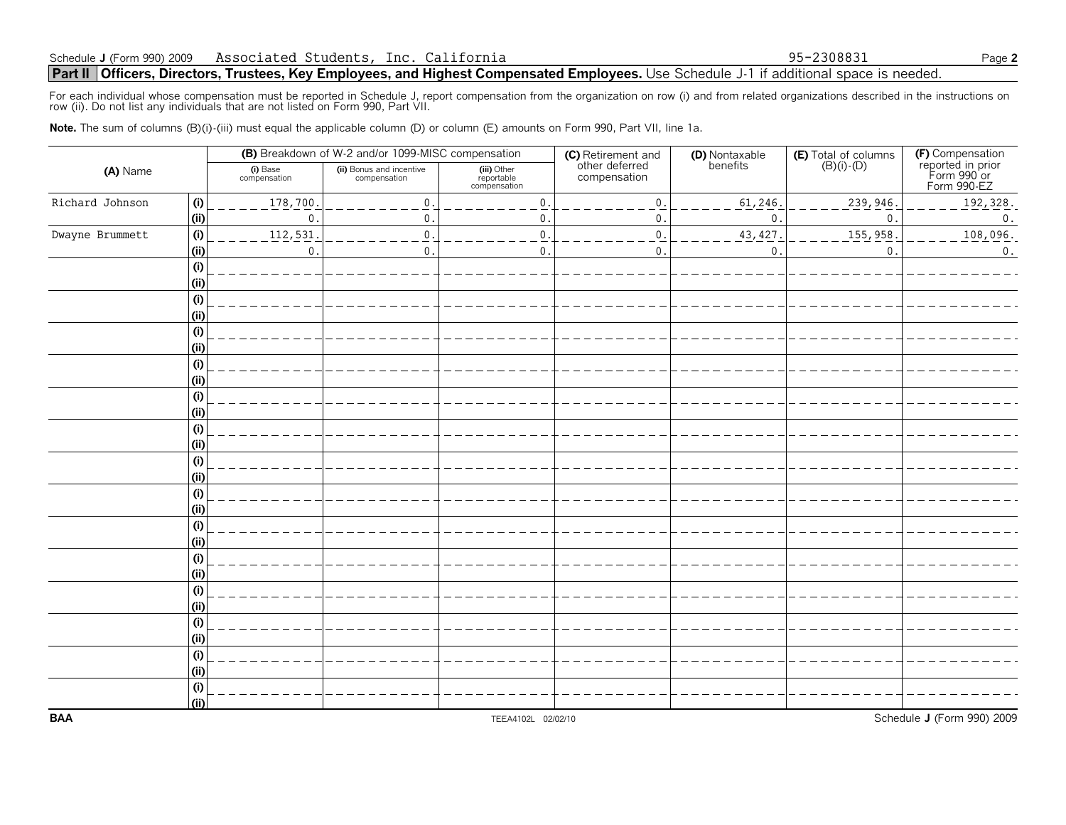Schedule J (Form 990) 2009 Associated Students, Inc. California 95-2308831

## Part II Officers, Directors, Trustees, Key Employees, and Highest Compensated Employees. Use Schedule J-1 if additional space is needed.

For each individual whose compensation must be reported in Schedule J, report compensation from the organization on row (i) and from related organizations described in the instructions on row (ii). Do not list any individuals that are not listed on Form 990, Part VII.

**Note.** The sum of columns (B)(i)-(iii) must equal the applicable column (D) or column (E) amounts on Form 990, Part VII, line 1a.

| (A) Name | | (B) Breakdown of W-2 and/or 1099-MISC compensation | | | (C) Retirement and other deferred compensation | (D) Nontaxable benefits | (E) Total of columns (B)(i)-(D) | (F) Compensation reported in prior Form 990 or Form 990-EZ |
|---|---|---|---|---|---|---|---|---|
| | | (i) Base compensation | (ii) Bonus and incentive compensation | (iii) Other reportable compensation | | | | |
| Richard Johnson | (i) | 178,700. | 0. | 0. | 0. | 61,246. | 239,946. | 192,328. |
| | (ii) | 0. | 0. | 0. | 0. | 0. | 0. | 0. |
| Dwayne Brummett | (i) | 112,531. | 0. | 0. | 0. | 43,427. | 155,958. | 108,096. |
| | (ii) | 0. | 0. | 0. | 0. | 0. | 0. | 0. |
| | (i) | | | | | | | |
| | (ii) | | | | | | | |
| | (i) | | | | | | | |
| | (ii) | | | | | | | |
| | (i) | | | | | | | |
| | (ii) | | | | | | | |
| | (i) | | | | | | | |
| | (ii) | | | | | | | |
| | (i) | | | | | | | |
| | (ii) | | | | | | | |
| | (i) | | | | | | | |
| | (ii) | | | | | | | |
| | (i) | | | | | | | |
| | (ii) | | | | | | | |
| | (i) | | | | | | | |
| | (ii) | | | | | | | |
| | (i) | | | | | | | |
| | (ii) | | | | | | | |
| | (i) | | | | | | | |
| | (ii) | | | | | | | |
| | (i) | | | | | | | |
| | (ii) | | | | | | | |
| | (i) | | | | | | | |
| | (ii) | | | | | | | |
| | (i) | | | | | | | |
| | (ii) | | | | | | | |
| | (i) | | | | | | | |
| | (ii) | | | | | | | |

BAA TEEA4102L 02/02/10 Schedule J (Form 990) 2009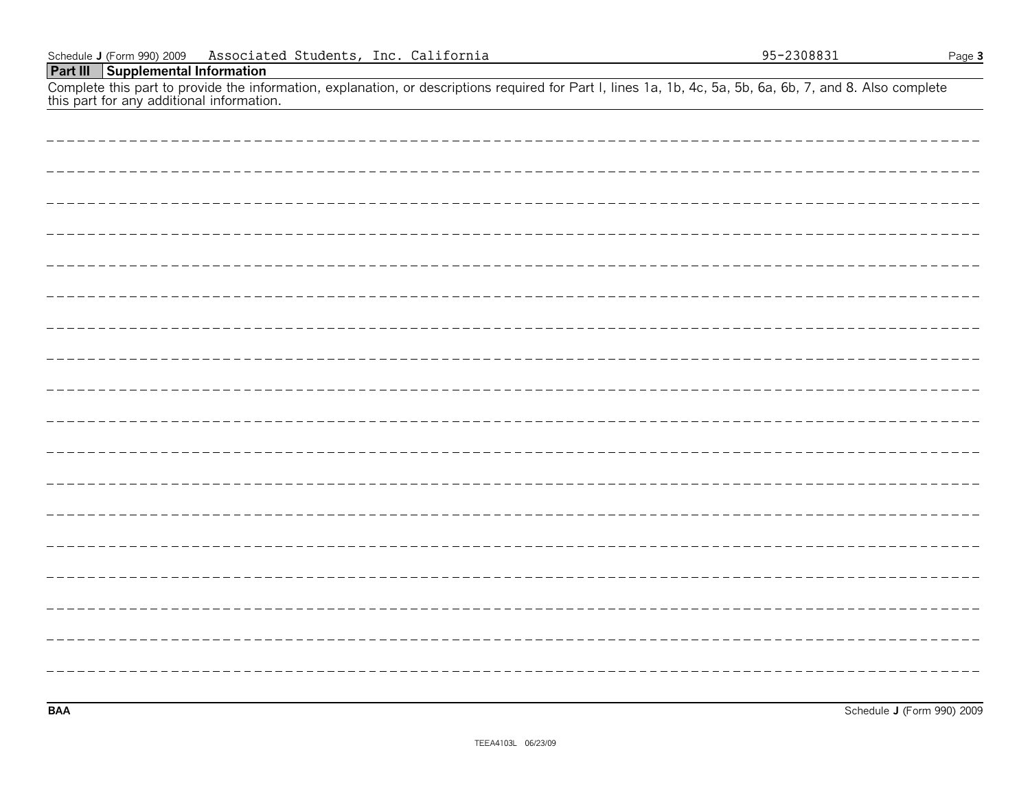Schedule J (Form 990) 2009 Associated Students, Inc. California 95-2308831

## Part III Supplemental Information

Complete this part to provide the information, explanation, or descriptions required for Part I, lines 1a, 1b, 4c, 5a, 5b, 6a, 6b, 7, and 8. Also complete this part for any additional information.

BAA Schedule J (Form 990) 2009

TEEA4103L 06/23/09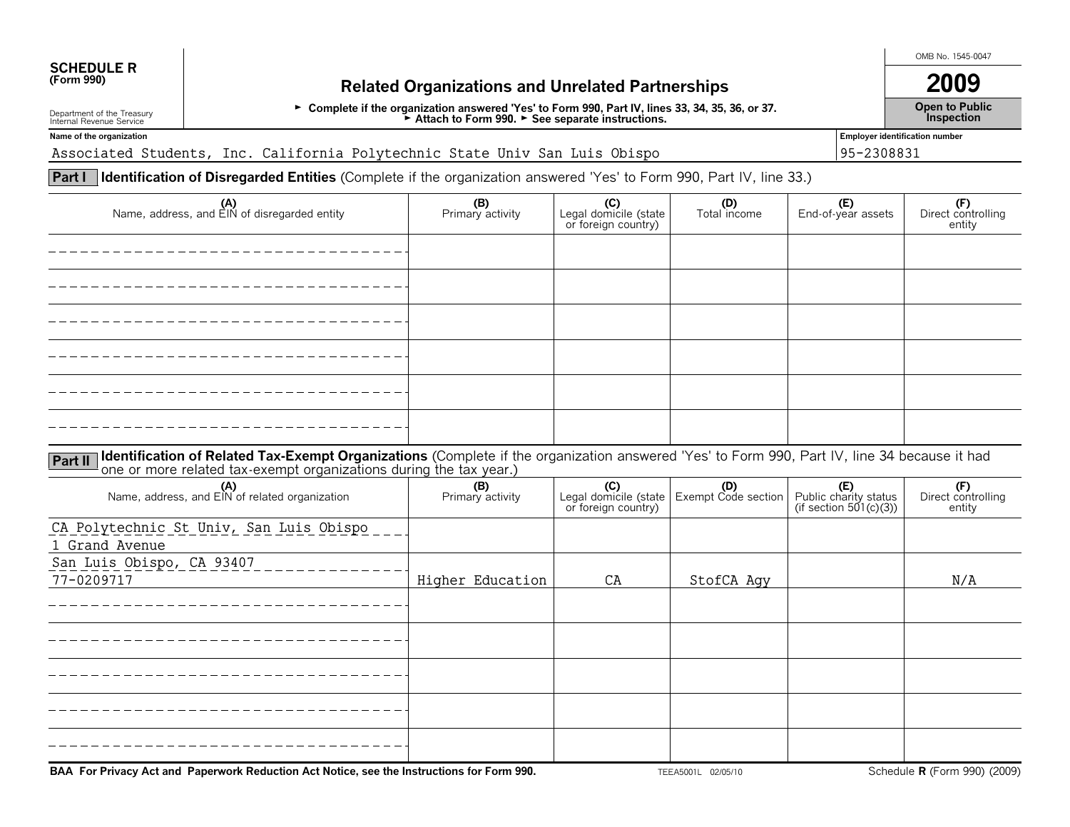**SCHEDULE R** (Form 990)

Department of the Treasury
Internal Revenue Service

# Related Organizations and Unrelated Partnerships

► Complete if the organization answered 'Yes' to Form 990, Part IV, lines 33, 34, 35, 36, or 37.
► Attach to Form 990. ► See separate instructions.

OMB No. 1545-0047

**2009**

**Open to Public Inspection**

**Name of the organization**
Associated Students, Inc. California Polytechnic State Univ San Luis Obispo

**Employer identification number**
95-2308831

## Part I Identification of Disregarded Entities (Complete if the organization answered 'Yes' to Form 990, Part IV, line 33.)

| (A) Name, address, and EIN of disregarded entity | (B) Primary activity | (C) Legal domicile (state or foreign country) | (D) Total income | (E) End-of-year assets | (F) Direct controlling entity |
|---|---|---|---|---|---|
| | | | | | |
| | | | | | |
| | | | | | |
| | | | | | |
| | | | | | |
| | | | | | |

## Part II Identification of Related Tax-Exempt Organizations (Complete if the organization answered 'Yes' to Form 990, Part IV, line 34 because it had one or more related tax-exempt organizations during the tax year.)

| (A) Name, address, and EIN of related organization | (B) Primary activity | (C) Legal domicile (state or foreign country) | (D) Exempt Code section | (E) Public charity status (if section 501(c)(3)) | (F) Direct controlling entity |
|---|---|---|---|---|---|
| CA Polytechnic St Univ, San Luis Obispo<br>1 Grand Avenue<br>San Luis Obispo, CA 93407<br>77-0209717 | Higher Education | CA | StofCA Agy | | N/A |
| | | | | | |
| | | | | | |
| | | | | | |
| | | | | | |
| | | | | | |

BAA For Privacy Act and Paperwork Reduction Act Notice, see the Instructions for Form 990. TEEA5001L 02/05/10 Schedule **R** (Form 990) (2009)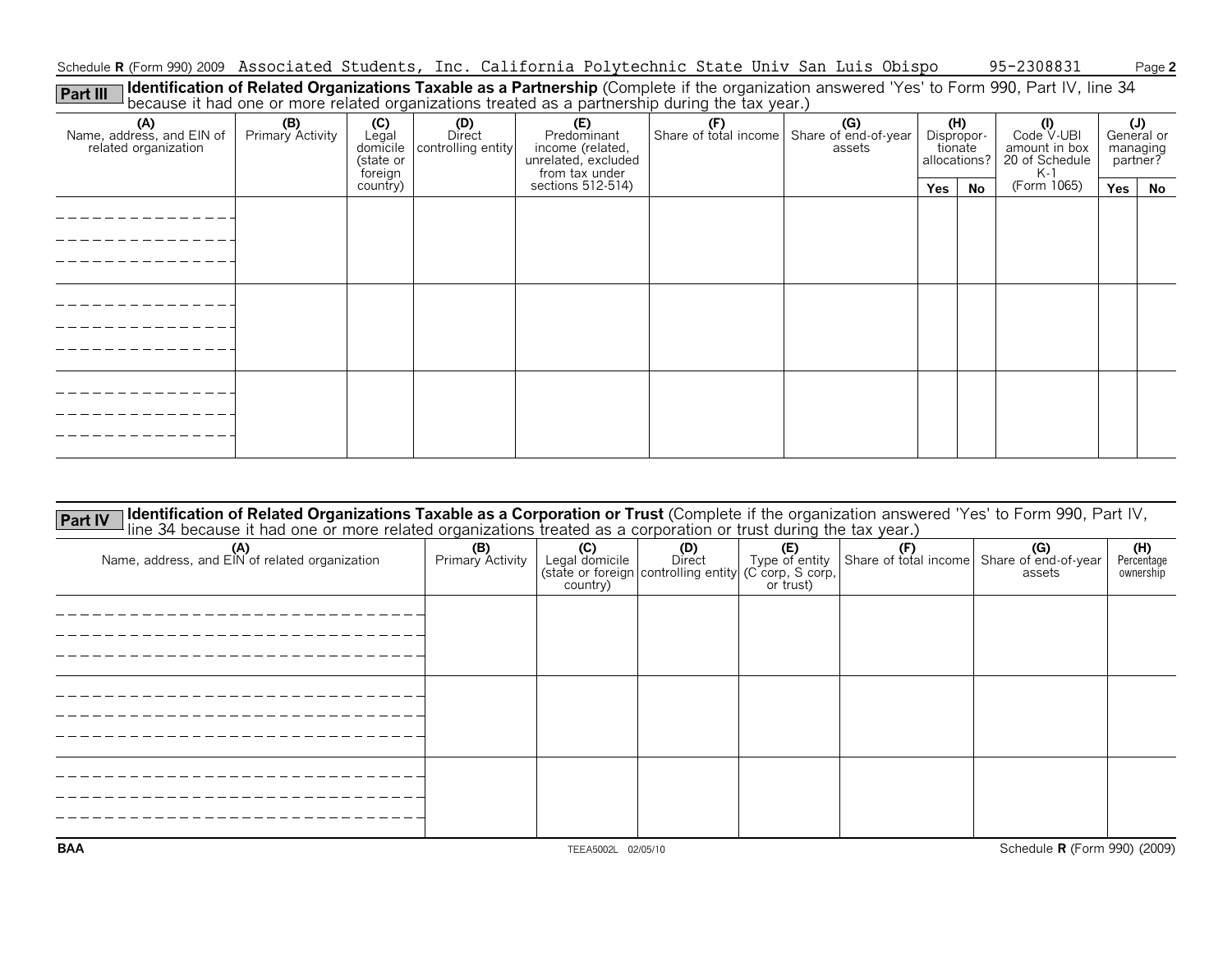Schedule R (Form 990) 2009 Associated Students, Inc. California Polytechnic State Univ San Luis Obispo 95-2308831 Page 2

## Part III Identification of Related Organizations Taxable as a Partnership

(Complete if the organization answered 'Yes' to Form 990, Part IV, line 34 because it had one or more related organizations treated as a partnership during the tax year.)

| (A) Name, address, and EIN of related organization | (B) Primary Activity | (C) Legal domicile (state or foreign country) | (D) Direct controlling entity | (E) Predominant income (related, unrelated, excluded from tax under sections 512-514) | (F) Share of total income | (G) Share of end-of-year assets | (H) Dispropor-tionate allocations? | | (I) Code V-UBI amount in box 20 of Schedule K-1 (Form 1065) | (J) General or managing partner? | |
|---|---|---|---|---|---|---|---|---|---|---|---|
| | | | | | | | Yes | No | | Yes | No |
| | | | | | | | | | | | |
| | | | | | | | | | | | |
| | | | | | | | | | | | |

## Part IV Identification of Related Organizations Taxable as a Corporation or Trust

(Complete if the organization answered 'Yes' to Form 990, Part IV, line 34 because it had one or more related organizations treated as a corporation or trust during the tax year.)

| (A) Name, address, and EIN of related organization | (B) Primary Activity | (C) Legal domicile (state or foreign country) | (D) Direct controlling entity | (E) Type of entity (C corp, S corp, or trust) | (F) Share of total income | (G) Share of end-of-year assets | (H) Percentage ownership |
|---|---|---|---|---|---|---|---|
| | | | | | | | |
| | | | | | | | |
| | | | | | | | |

BAA TEEA5002L 02/05/10 Schedule R (Form 990) (2009)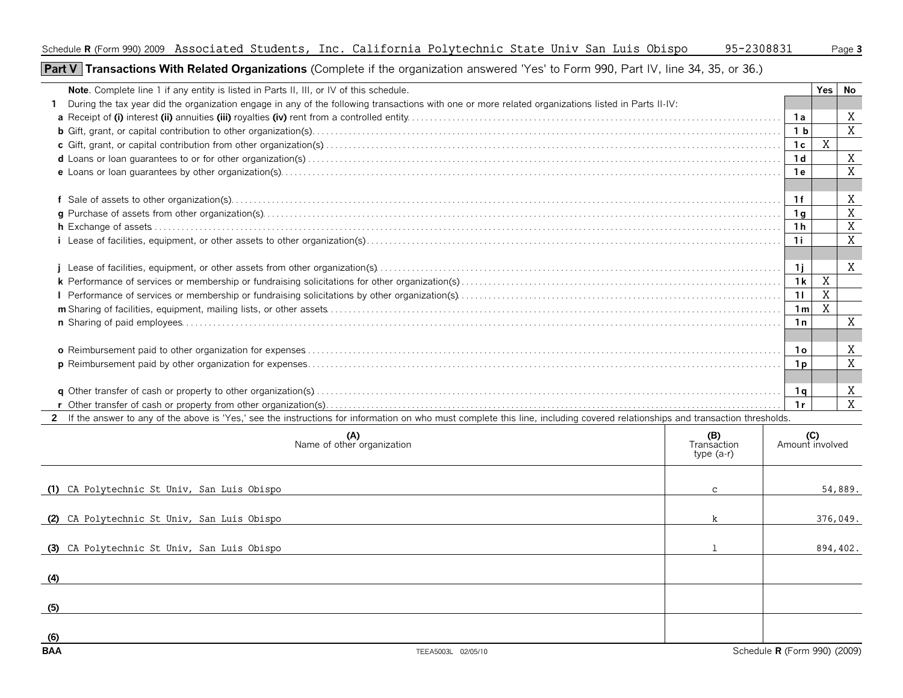Schedule R (Form 990) 2009 Associated Students, Inc. California Polytechnic State Univ San Luis Obispo 95-2308831

## Part V Transactions With Related Organizations (Complete if the organization answered 'Yes' to Form 990, Part IV, line 34, 35, or 36.)

| **Note**. Complete line 1 if any entity is listed in Parts II, III, or IV of this schedule. | | Yes | No |
|---|---|---|---|
| **1** During the tax year did the organization engage in any of the following transactions with one or more related organizations listed in Parts II-IV: | | | |
| **a** Receipt of **(i)** interest **(ii)** annuities **(iii)** royalties **(iv)** rent from a controlled entity | 1a | | X |
| **b** Gift, grant, or capital contribution to other organization(s) | 1b | | X |
| **c** Gift, grant, or capital contribution from other organization(s) | 1c | X | |
| **d** Loans or loan guarantees to or for other organization(s) | 1d | | X |
| **e** Loans or loan guarantees by other organization(s) | 1e | | X |
| **f** Sale of assets to other organization(s) | 1f | | X |
| **g** Purchase of assets from other organization(s) | 1g | | X |
| **h** Exchange of assets | 1h | | X |
| **i** Lease of facilities, equipment, or other assets to other organization(s) | 1i | | X |
| **j** Lease of facilities, equipment, or other assets from other organization(s) | 1j | | X |
| **k** Performance of services or membership or fundraising solicitations for other organization(s) | 1k | X | |
| **l** Performance of services or membership or fundraising solicitations by other organization(s) | 1l | X | |
| **m** Sharing of facilities, equipment, mailing lists, or other assets | 1m | X | |
| **n** Sharing of paid employees | 1n | | X |
| **o** Reimbursement paid to other organization for expenses | 1o | | X |
| **p** Reimbursement paid by other organization for expenses | 1p | | X |
| **q** Other transfer of cash or property to other organization(s) | 1q | | X |
| **r** Other transfer of cash or property from other organization(s) | 1r | | X |

**2** If the answer to any of the above is 'Yes,' see the instructions for information on who must complete this line, including covered relationships and transaction thresholds.

| | (A) Name of other organization | (B) Transaction type (a-r) | (C) Amount involved |
|---|---|---|---|
| (1) | CA Polytechnic St Univ, San Luis Obispo | c | 54,889. |
| (2) | CA Polytechnic St Univ, San Luis Obispo | k | 376,049. |
| (3) | CA Polytechnic St Univ, San Luis Obispo | l | 894,402. |
| (4) | | | |
| (5) | | | |
| (6) | | | |

BAA TEEA5003L 02/05/10 Schedule R (Form 990) (2009)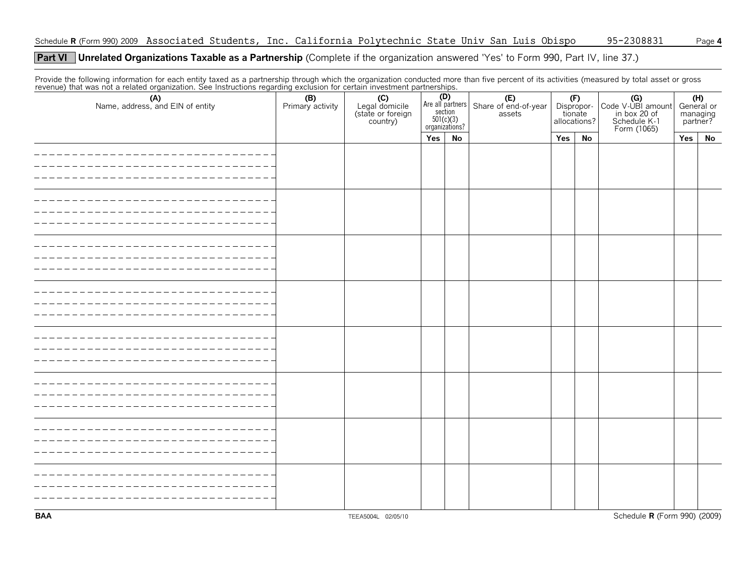Schedule **R** (Form 990) 2009 Associated Students, Inc. California Polytechnic State Univ San Luis Obispo 95-2308831

## Part VI Unrelated Organizations Taxable as a Partnership (Complete if the organization answered 'Yes' to Form 990, Part IV, line 37.)

Provide the following information for each entity taxed as a partnership through which the organization conducted more than five percent of its activities (measured by total asset or gross revenue) that was not a related organization. See Instructions regarding exclusion for certain investment partnerships.

| (A) Name, address, and EIN of entity | (B) Primary activity | (C) Legal domicile (state or foreign country) | (D) Are all partners section 501(c)(3) organizations? | | (E) Share of end-of-year assets | (F) Disproportionate allocations? | | (G) Code V-UBI amount in box 20 of Schedule K-1 Form (1065) | (H) General or managing partner? | |
|---|---|---|---|---|---|---|---|---|---|---|
| | | | Yes | No | | Yes | No | | Yes | No |
| | | | | | | | | | | |
| | | | | | | | | | | |
| | | | | | | | | | | |
| | | | | | | | | | | |
| | | | | | | | | | | |
| | | | | | | | | | | |
| | | | | | | | | | | |
| | | | | | | | | | | |

BAA TEEA5004L 02/05/10 Schedule **R** (Form 990) (2009)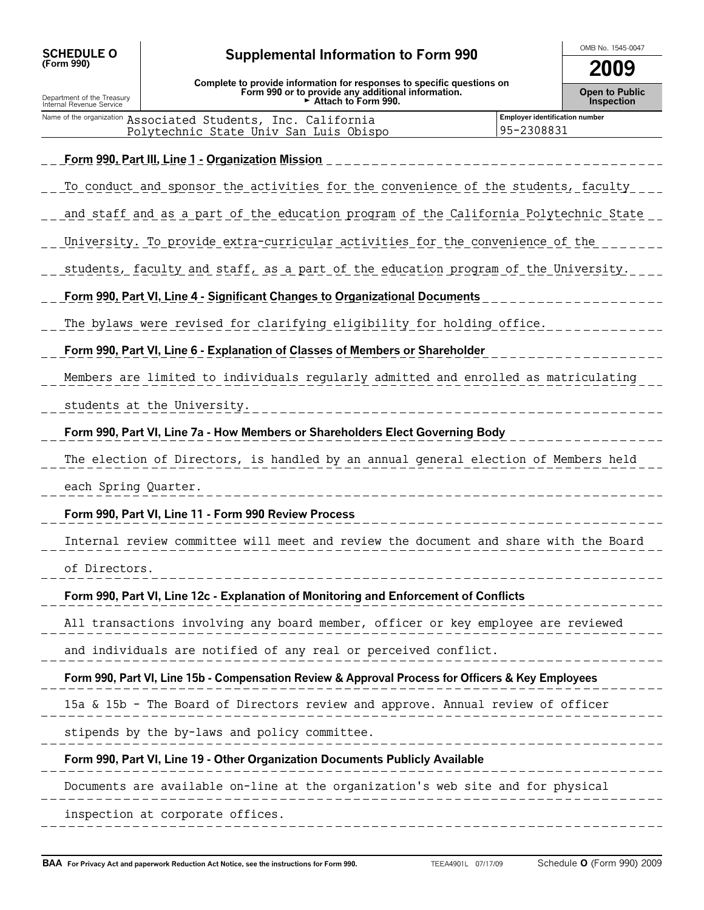**SCHEDULE O (Form 990)**

Department of the Treasury Internal Revenue Service

# Supplemental Information to Form 990

**Complete to provide information for responses to specific questions on Form 990 or to provide any additional information. ► Attach to Form 990.**

OMB No. 1545-0047

**2009**

**Open to Public Inspection**

Name of the organization: Associated Students, Inc. California Polytechnic State Univ San Luis Obispo

Employer identification number: 95-2308831

**Form 990, Part III, Line 1 - Organization Mission**

To conduct and sponsor the activities for the convenience of the students, faculty and staff and as a part of the education program of the California Polytechnic State University. To provide extra-curricular activities for the convenience of the students, faculty and staff, as a part of the education program of the University.

**Form 990, Part VI, Line 4 - Significant Changes to Organizational Documents**

The bylaws were revised for clarifying eligibility for holding office.

**Form 990, Part VI, Line 6 - Explanation of Classes of Members or Shareholder**

Members are limited to individuals regularly admitted and enrolled as matriculating students at the University.

**Form 990, Part VI, Line 7a - How Members or Shareholders Elect Governing Body**

The election of Directors, is handled by an annual general election of Members held each Spring Quarter.

**Form 990, Part VI, Line 11 - Form 990 Review Process**

Internal review committee will meet and review the document and share with the Board of Directors.

**Form 990, Part VI, Line 12c - Explanation of Monitoring and Enforcement of Conflicts**

All transactions involving any board member, officer or key employee are reviewed and individuals are notified of any real or perceived conflict.

**Form 990, Part VI, Line 15b - Compensation Review & Approval Process for Officers & Key Employees**

15a & 15b - The Board of Directors review and approve. Annual review of officer stipends by the by-laws and policy committee.

**Form 990, Part VI, Line 19 - Other Organization Documents Publicly Available**

Documents are available on-line at the organization's web site and for physical inspection at corporate offices.

**BAA For Privacy Act and paperwork Reduction Act Notice, see the instructions for Form 990.** TEEA4901L 07/17/09 Schedule **O** (Form 990) 2009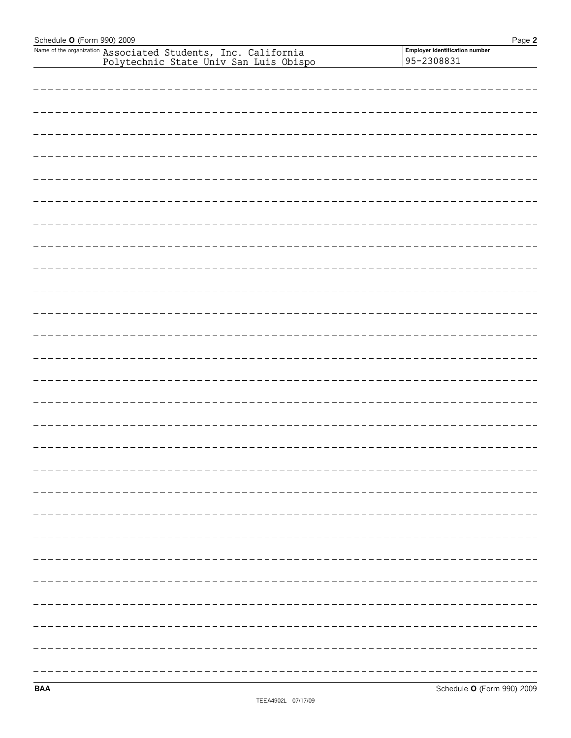Name of the organization Associated Students, Inc. California Polytechnic State Univ San Luis Obispo

Employer identification number 95-2308831

BAA

TEEA4902L 07/17/09